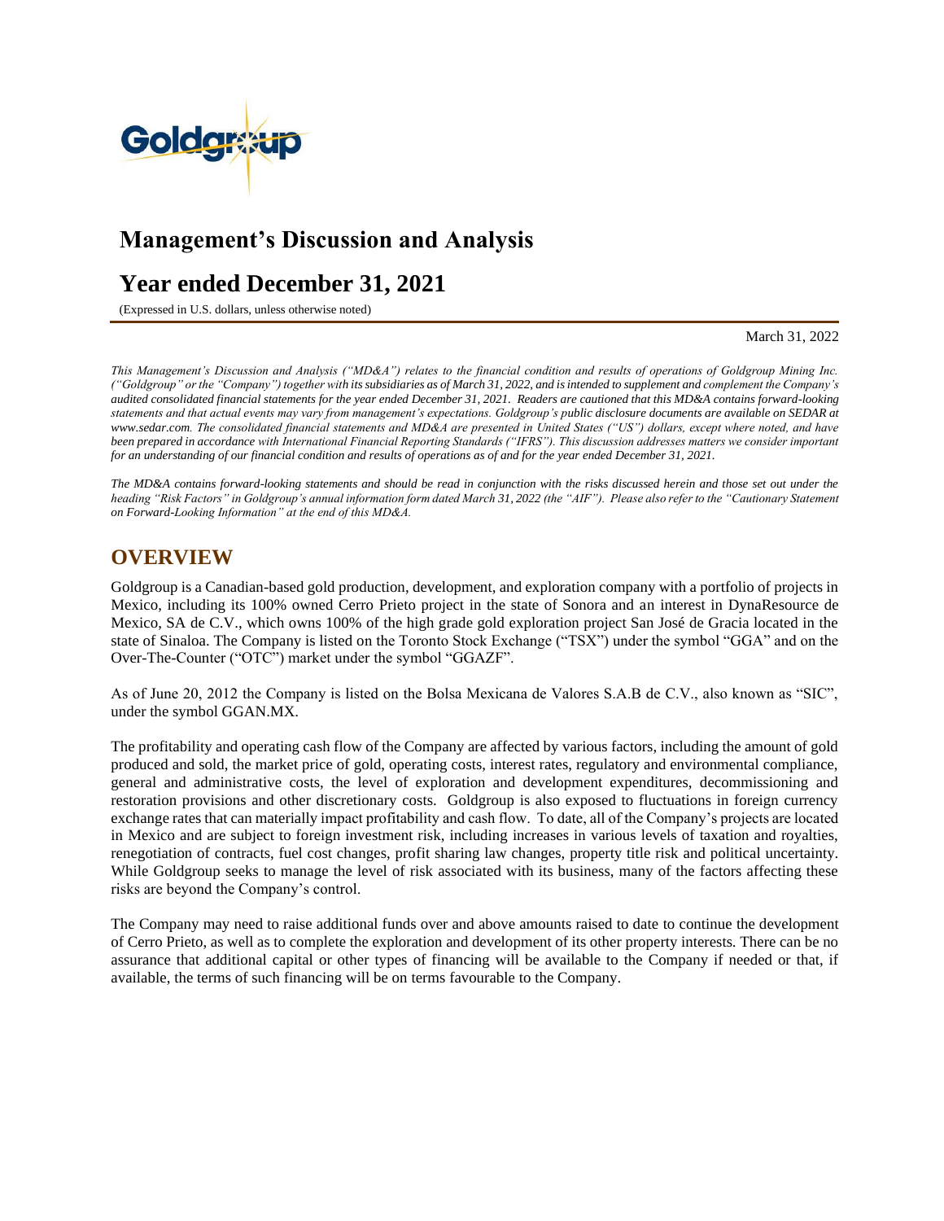# Management's Discussion and Analysis

# Year ended December 31, 2021

(Expressed in U.S. dollars, unless otherwise noted)

March 31, 2022

*This Management's Discussion and Analysis ("MD&A") relates to the financial condition and results of operations of Goldgroup Mining Inc. ("Goldgroup" or the "Company") together with its subsidiaries as of March 31, 2022, and is intended to supplement and complement the Company's audited consolidated financial statements for the year ended December 31, 2021. Readers are cautioned that this MD&A contains forward-looking statements and that actual events may vary from management's expectations. Goldgroup's public disclosure documents are available on SEDAR at www.sedar.com. The consolidated financial statements and MD&A are presented in United States ("US") dollars, except where noted, and have been prepared in accordance with International Financial Reporting Standards ("IFRS"). This discussion addresses matters we consider important for an understanding of our financial condition and results of operations as of and for the year ended December 31, 2021.*

*The MD&A contains forward-looking statements and should be read in conjunction with the risks discussed herein and those set out under the heading "Risk Factors" in Goldgroup's annual information form dated March 31, 2022 (the "AIF"). Please also refer to the "Cautionary Statement on Forward-Looking Information" at the end of this MD&A.*

## OVERVIEW

Goldgroup is a Canadian-based gold production, development, and exploration company with a portfolio of projects in Mexico, including its 100% owned Cerro Prieto project in the state of Sonora and an interest in DynaResource de Mexico, SA de C.V., which owns 100% of the high grade gold exploration project San José de Gracia located in the state of Sinaloa. The Company is listed on the Toronto Stock Exchange ("TSX") under the symbol "GGA" and on the Over-The-Counter ("OTC") market under the symbol "GGAZF".

As of June 20, 2012 the Company is listed on the Bolsa Mexicana de Valores S.A.B de C.V., also known as "SIC", under the symbol GGAN.MX.

The profitability and operating cash flow of the Company are affected by various factors, including the amount of gold produced and sold, the market price of gold, operating costs, interest rates, regulatory and environmental compliance, general and administrative costs, the level of exploration and development expenditures, decommissioning and restoration provisions and other discretionary costs. Goldgroup is also exposed to fluctuations in foreign currency exchange rates that can materially impact profitability and cash flow. To date, all of the Company's projects are located in Mexico and are subject to foreign investment risk, including increases in various levels of taxation and royalties, renegotiation of contracts, fuel cost changes, profit sharing law changes, property title risk and political uncertainty. While Goldgroup seeks to manage the level of risk associated with its business, many of the factors affecting these risks are beyond the Company's control.

The Company may need to raise additional funds over and above amounts raised to date to continue the development of Cerro Prieto, as well as to complete the exploration and development of its other property interests. There can be no assurance that additional capital or other types of financing will be available to the Company if needed or that, if available, the terms of such financing will be on terms favourable to the Company.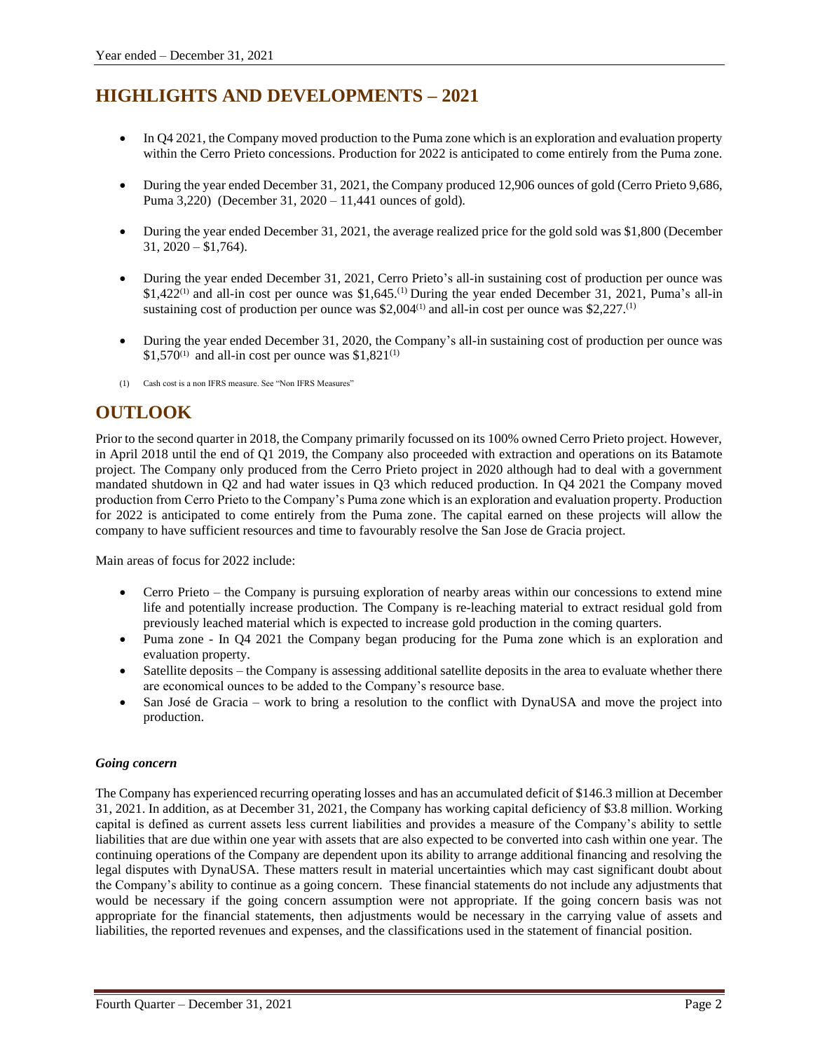# HIGHLIGHTS AND DEVELOPMENTS – 2021

- In Q4 2021, the Company moved production to the Puma zone which is an exploration and evaluation property within the Cerro Prieto concessions. Production for 2022 is anticipated to come entirely from the Puma zone.
- During the year ended December 31, 2021, the Company produced 12,906 ounces of gold (Cerro Prieto 9,686, Puma 3,220) (December 31, 2020 – 11,441 ounces of gold).
- During the year ended December 31, 2021, the average realized price for the gold sold was $1,800 (December 31, 2020 – $1,764).
- During the year ended December 31, 2021, Cerro Prieto's all-in sustaining cost of production per ounce was $1,422[(1)] and all-in cost per ounce was $1,645.[(1)] During the year ended December 31, 2021, Puma's all-in sustaining cost of production per ounce was $2,004[(1)] and all-in cost per ounce was $2,227.[(1)]
- During the year ended December 31, 2020, the Company's all-in sustaining cost of production per ounce was $1,570[(1)] and all-in cost per ounce was $1,821[(1)]

(1) Cash cost is a non IFRS measure. See "Non IFRS Measures"

# OUTLOOK

Prior to the second quarter in 2018, the Company primarily focussed on its 100% owned Cerro Prieto project. However, in April 2018 until the end of Q1 2019, the Company also proceeded with extraction and operations on its Batamote project. The Company only produced from the Cerro Prieto project in 2020 although had to deal with a government mandated shutdown in Q2 and had water issues in Q3 which reduced production. In Q4 2021 the Company moved production from Cerro Prieto to the Company's Puma zone which is an exploration and evaluation property. Production for 2022 is anticipated to come entirely from the Puma zone. The capital earned on these projects will allow the company to have sufficient resources and time to favourably resolve the San Jose de Gracia project.

Main areas of focus for 2022 include:

- Cerro Prieto – the Company is pursuing exploration of nearby areas within our concessions to extend mine life and potentially increase production. The Company is re-leaching material to extract residual gold from previously leached material which is expected to increase gold production in the coming quarters.
- Puma zone - In Q4 2021 the Company began producing for the Puma zone which is an exploration and evaluation property.
- Satellite deposits – the Company is assessing additional satellite deposits in the area to evaluate whether there are economical ounces to be added to the Company's resource base.
- San José de Gracia – work to bring a resolution to the conflict with DynaUSA and move the project into production.

### *Going concern*

The Company has experienced recurring operating losses and has an accumulated deficit of $146.3 million at December 31, 2021. In addition, as at December 31, 2021, the Company has working capital deficiency of $3.8 million. Working capital is defined as current assets less current liabilities and provides a measure of the Company's ability to settle liabilities that are due within one year with assets that are also expected to be converted into cash within one year. The continuing operations of the Company are dependent upon its ability to arrange additional financing and resolving the legal disputes with DynaUSA. These matters result in material uncertainties which may cast significant doubt about the Company's ability to continue as a going concern. These financial statements do not include any adjustments that would be necessary if the going concern assumption were not appropriate. If the going concern basis was not appropriate for the financial statements, then adjustments would be necessary in the carrying value of assets and liabilities, the reported revenues and expenses, and the classifications used in the statement of financial position.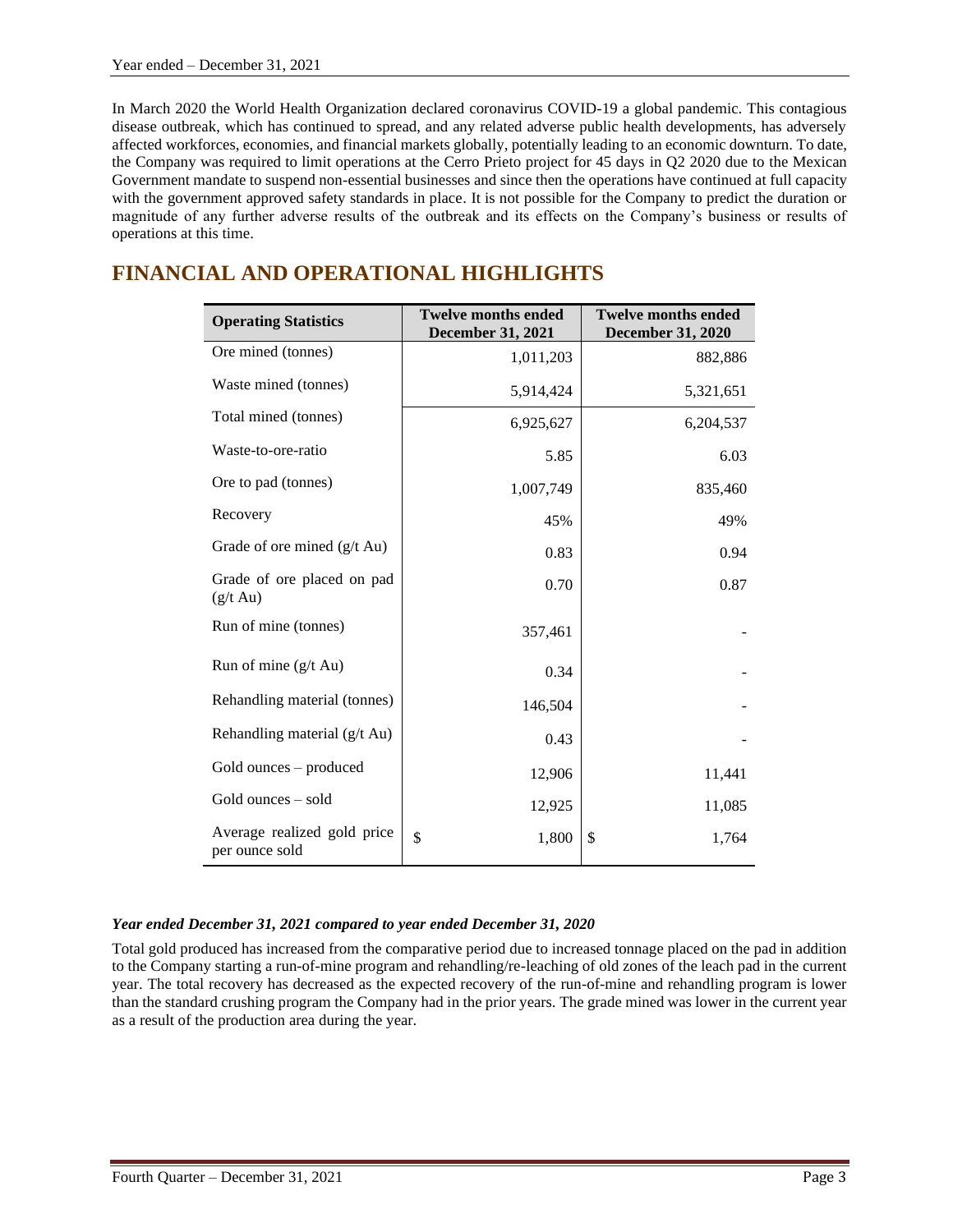In March 2020 the World Health Organization declared coronavirus COVID-19 a global pandemic. This contagious disease outbreak, which has continued to spread, and any related adverse public health developments, has adversely affected workforces, economies, and financial markets globally, potentially leading to an economic downturn. To date, the Company was required to limit operations at the Cerro Prieto project for 45 days in Q2 2020 due to the Mexican Government mandate to suspend non-essential businesses and since then the operations have continued at full capacity with the government approved safety standards in place. It is not possible for the Company to predict the duration or magnitude of any further adverse results of the outbreak and its effects on the Company's business or results of operations at this time.

# FINANCIAL AND OPERATIONAL HIGHLIGHTS

| Operating Statistics | Twelve months ended December 31, 2021 | Twelve months ended December 31, 2020 |
|---|---|---|
| Ore mined (tonnes) | 1,011,203 | 882,886 |
| Waste mined (tonnes) | 5,914,424 | 5,321,651 |
| Total mined (tonnes) | 6,925,627 | 6,204,537 |
| Waste-to-ore-ratio | 5.85 | 6.03 |
| Ore to pad (tonnes) | 1,007,749 | 835,460 |
| Recovery | 45% | 49% |
| Grade of ore mined (g/t Au) | 0.83 | 0.94 |
| Grade of ore placed on pad (g/t Au) | 0.70 | 0.87 |
| Run of mine (tonnes) | 357,461 | - |
| Run of mine (g/t Au) | 0.34 | - |
| Rehandling material (tonnes) | 146,504 | - |
| Rehandling material (g/t Au) | 0.43 | - |
| Gold ounces – produced | 12,906 | 11,441 |
| Gold ounces – sold | 12,925 | 11,085 |
| Average realized gold price per ounce sold | $ 1,800 | $ 1,764 |

***Year ended December 31, 2021 compared to year ended December 31, 2020***

Total gold produced has increased from the comparative period due to increased tonnage placed on the pad in addition to the Company starting a run-of-mine program and rehandling/re-leaching of old zones of the leach pad in the current year. The total recovery has decreased as the expected recovery of the run-of-mine and rehandling program is lower than the standard crushing program the Company had in the prior years. The grade mined was lower in the current year as a result of the production area during the year.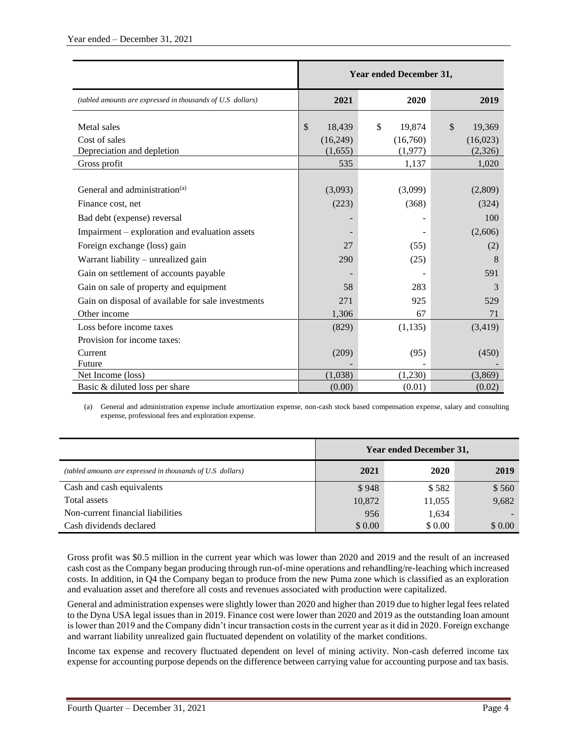| | Year ended December 31, | | |
|---|---|---|---|
| *(tabled amounts are expressed in thousands of U.S dollars)* | **2021** | **2020** | **2019** |
| Metal sales | $ 18,439 | $ 19,874 | $ 19,369 |
| Cost of sales | (16,249) | (16,760) | (16,023) |
| Depreciation and depletion | (1,655) | (1,977) | (2,326) |
| Gross profit | 535 | 1,137 | 1,020 |
| General and administration[(a)] | (3,093) | (3,099) | (2,809) |
| Finance cost, net | (223) | (368) | (324) |
| Bad debt (expense) reversal | - | - | 100 |
| Impairment – exploration and evaluation assets | - | - | (2,606) |
| Foreign exchange (loss) gain | 27 | (55) | (2) |
| Warrant liability – unrealized gain | 290 | (25) | 8 |
| Gain on settlement of accounts payable | - | - | 591 |
| Gain on sale of property and equipment | 58 | 283 | 3 |
| Gain on disposal of available for sale investments | 271 | 925 | 529 |
| Other income | 1,306 | 67 | 71 |
| Loss before income taxes | (829) | (1,135) | (3,419) |
| Provision for income taxes: | | | |
| Current | (209) | (95) | (450) |
| Future | - | - | - |
| Net Income (loss) | (1,038) | (1,230) | (3,869) |
| Basic & diluted loss per share | (0.00) | (0.01) | (0.02) |

(a) General and administration expense include amortization expense, non-cash stock based compensation expense, salary and consulting expense, professional fees and exploration expense.

| | Year ended December 31, | | |
|---|---|---|---|
| *(tabled amounts are expressed in thousands of U.S dollars)* | **2021** | **2020** | **2019** |
| Cash and cash equivalents | $ 948 | $ 582 | $ 560 |
| Total assets | 10,872 | 11,055 | 9,682 |
| Non-current financial liabilities | 956 | 1,634 | - |
| Cash dividends declared | $ 0.00 | $ 0.00 | $ 0.00 |

Gross profit was $0.5 million in the current year which was lower than 2020 and 2019 and the result of an increased cash cost as the Company began producing through run-of-mine operations and rehandling/re-leaching which increased costs. In addition, in Q4 the Company began to produce from the new Puma zone which is classified as an exploration and evaluation asset and therefore all costs and revenues associated with production were capitalized.

General and administration expenses were slightly lower than 2020 and higher than 2019 due to higher legal fees related to the Dyna USA legal issues than in 2019. Finance cost were lower than 2020 and 2019 as the outstanding loan amount is lower than 2019 and the Company didn't incur transaction costs in the current year as it did in 2020. Foreign exchange and warrant liability unrealized gain fluctuated dependent on volatility of the market conditions.

Income tax expense and recovery fluctuated dependent on level of mining activity. Non-cash deferred income tax expense for accounting purpose depends on the difference between carrying value for accounting purpose and tax basis.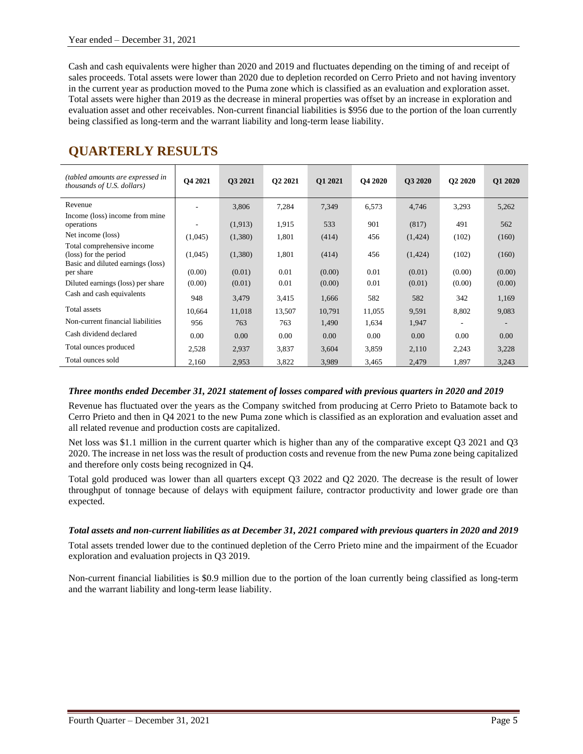Cash and cash equivalents were higher than 2020 and 2019 and fluctuates depending on the timing of and receipt of sales proceeds. Total assets were lower than 2020 due to depletion recorded on Cerro Prieto and not having inventory in the current year as production moved to the Puma zone which is classified as an evaluation and exploration asset. Total assets were higher than 2019 as the decrease in mineral properties was offset by an increase in exploration and evaluation asset and other receivables. Non-current financial liabilities is $956 due to the portion of the loan currently being classified as long-term and the warrant liability and long-term lease liability.

# QUARTERLY RESULTS

| *(tabled amounts are expressed in thousands of U.S. dollars)* | Q4 2021 | Q3 2021 | Q2 2021 | Q1 2021 | Q4 2020 | Q3 2020 | Q2 2020 | Q1 2020 |
|---|---|---|---|---|---|---|---|---|
| Revenue | - | 3,806 | 7,284 | 7,349 | 6,573 | 4,746 | 3,293 | 5,262 |
| Income (loss) income from mine operations | - | (1,913) | 1,915 | 533 | 901 | (817) | 491 | 562 |
| Net income (loss) | (1,045) | (1,380) | 1,801 | (414) | 456 | (1,424) | (102) | (160) |
| Total comprehensive income (loss) for the period | (1,045) | (1,380) | 1,801 | (414) | 456 | (1,424) | (102) | (160) |
| Basic and diluted earnings (loss) per share | (0.00) | (0.01) | 0.01 | (0.00) | 0.01 | (0.01) | (0.00) | (0.00) |
| Diluted earnings (loss) per share | (0.00) | (0.01) | 0.01 | (0.00) | 0.01 | (0.01) | (0.00) | (0.00) |
| Cash and cash equivalents | 948 | 3,479 | 3,415 | 1,666 | 582 | 582 | 342 | 1,169 |
| Total assets | 10,664 | 11,018 | 13,507 | 10,791 | 11,055 | 9,591 | 8,802 | 9,083 |
| Non-current financial liabilities | 956 | 763 | 763 | 1,490 | 1,634 | 1,947 | - | - |
| Cash dividend declared | 0.00 | 0.00 | 0.00 | 0.00 | 0.00 | 0.00 | 0.00 | 0.00 |
| Total ounces produced | 2,528 | 2,937 | 3,837 | 3,604 | 3,859 | 2,110 | 2,243 | 3,228 |
| Total ounces sold | 2,160 | 2,953 | 3,822 | 3,989 | 3,465 | 2,479 | 1,897 | 3,243 |

***Three months ended December 31, 2021 statement of losses compared with previous quarters in 2020 and 2019***

Revenue has fluctuated over the years as the Company switched from producing at Cerro Prieto to Batamote back to Cerro Prieto and then in Q4 2021 to the new Puma zone which is classified as an exploration and evaluation asset and all related revenue and production costs are capitalized.

Net loss was $1.1 million in the current quarter which is higher than any of the comparative except Q3 2021 and Q3 2020. The increase in net loss was the result of production costs and revenue from the new Puma zone being capitalized and therefore only costs being recognized in Q4.

Total gold produced was lower than all quarters except Q3 2022 and Q2 2020. The decrease is the result of lower throughput of tonnage because of delays with equipment failure, contractor productivity and lower grade ore than expected.

***Total assets and non-current liabilities as at December 31, 2021 compared with previous quarters in 2020 and 2019***

Total assets trended lower due to the continued depletion of the Cerro Prieto mine and the impairment of the Ecuador exploration and evaluation projects in Q3 2019.

Non-current financial liabilities is $0.9 million due to the portion of the loan currently being classified as long-term and the warrant liability and long-term lease liability.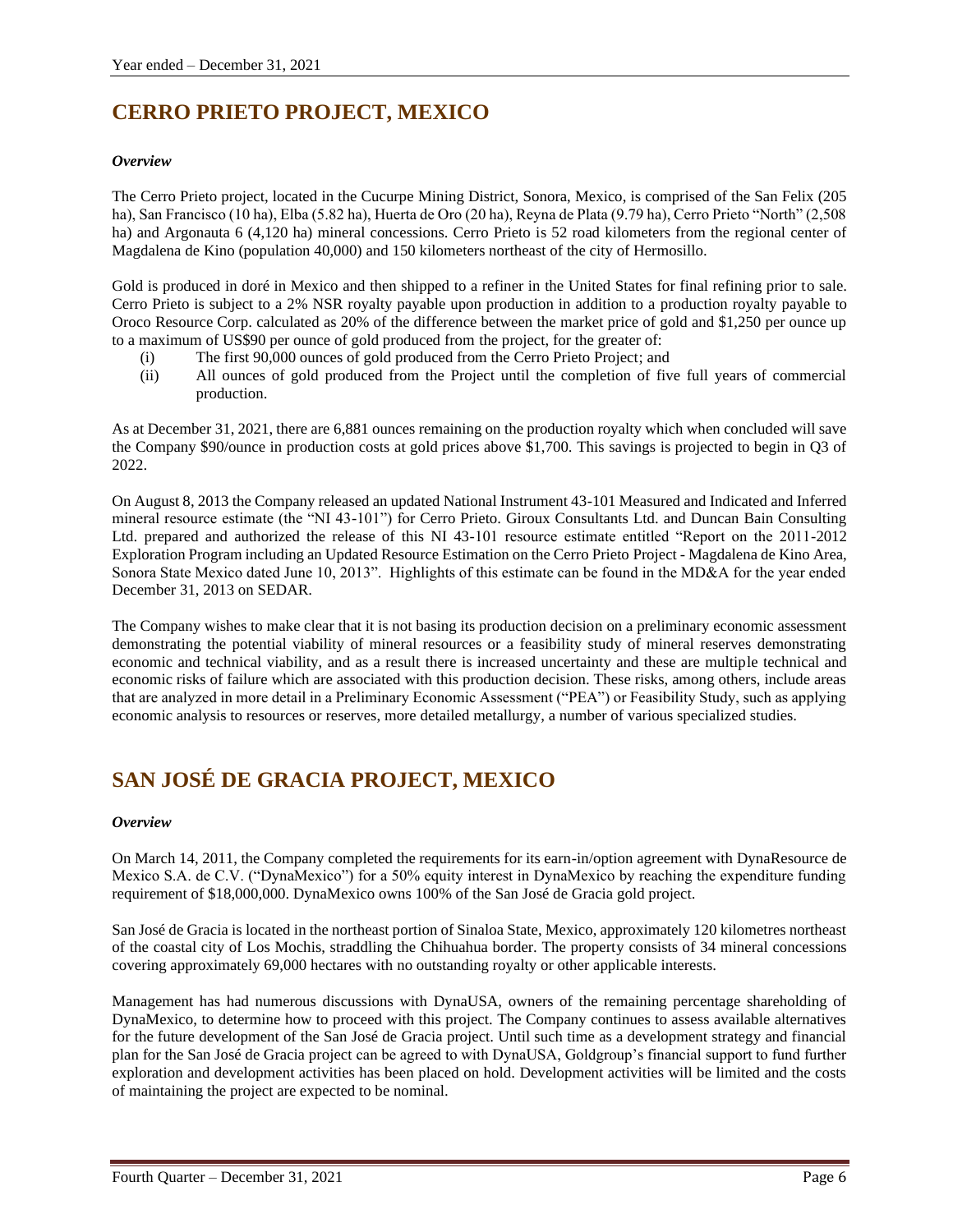# CERRO PRIETO PROJECT, MEXICO

***Overview***

The Cerro Prieto project, located in the Cucurpe Mining District, Sonora, Mexico, is comprised of the San Felix (205 ha), San Francisco (10 ha), Elba (5.82 ha), Huerta de Oro (20 ha), Reyna de Plata (9.79 ha), Cerro Prieto "North" (2,508 ha) and Argonauta 6 (4,120 ha) mineral concessions. Cerro Prieto is 52 road kilometers from the regional center of Magdalena de Kino (population 40,000) and 150 kilometers northeast of the city of Hermosillo.

Gold is produced in doré in Mexico and then shipped to a refiner in the United States for final refining prior to sale. Cerro Prieto is subject to a 2% NSR royalty payable upon production in addition to a production royalty payable to Oroco Resource Corp. calculated as 20% of the difference between the market price of gold and $1,250 per ounce up to a maximum of US$90 per ounce of gold produced from the project, for the greater of:

(i) The first 90,000 ounces of gold produced from the Cerro Prieto Project; and
(ii) All ounces of gold produced from the Project until the completion of five full years of commercial production.

As at December 31, 2021, there are 6,881 ounces remaining on the production royalty which when concluded will save the Company $90/ounce in production costs at gold prices above $1,700. This savings is projected to begin in Q3 of 2022.

On August 8, 2013 the Company released an updated National Instrument 43-101 Measured and Indicated and Inferred mineral resource estimate (the "NI 43-101") for Cerro Prieto. Giroux Consultants Ltd. and Duncan Bain Consulting Ltd. prepared and authorized the release of this NI 43-101 resource estimate entitled "Report on the 2011-2012 Exploration Program including an Updated Resource Estimation on the Cerro Prieto Project - Magdalena de Kino Area, Sonora State Mexico dated June 10, 2013". Highlights of this estimate can be found in the MD&A for the year ended December 31, 2013 on SEDAR.

The Company wishes to make clear that it is not basing its production decision on a preliminary economic assessment demonstrating the potential viability of mineral resources or a feasibility study of mineral reserves demonstrating economic and technical viability, and as a result there is increased uncertainty and these are multiple technical and economic risks of failure which are associated with this production decision. These risks, among others, include areas that are analyzed in more detail in a Preliminary Economic Assessment ("PEA") or Feasibility Study, such as applying economic analysis to resources or reserves, more detailed metallurgy, a number of various specialized studies.

# SAN JOSÉ DE GRACIA PROJECT, MEXICO

***Overview***

On March 14, 2011, the Company completed the requirements for its earn-in/option agreement with DynaResource de Mexico S.A. de C.V. ("DynaMexico") for a 50% equity interest in DynaMexico by reaching the expenditure funding requirement of $18,000,000. DynaMexico owns 100% of the San José de Gracia gold project.

San José de Gracia is located in the northeast portion of Sinaloa State, Mexico, approximately 120 kilometres northeast of the coastal city of Los Mochis, straddling the Chihuahua border. The property consists of 34 mineral concessions covering approximately 69,000 hectares with no outstanding royalty or other applicable interests.

Management has had numerous discussions with DynaUSA, owners of the remaining percentage shareholding of DynaMexico, to determine how to proceed with this project. The Company continues to assess available alternatives for the future development of the San José de Gracia project. Until such time as a development strategy and financial plan for the San José de Gracia project can be agreed to with DynaUSA, Goldgroup's financial support to fund further exploration and development activities has been placed on hold. Development activities will be limited and the costs of maintaining the project are expected to be nominal.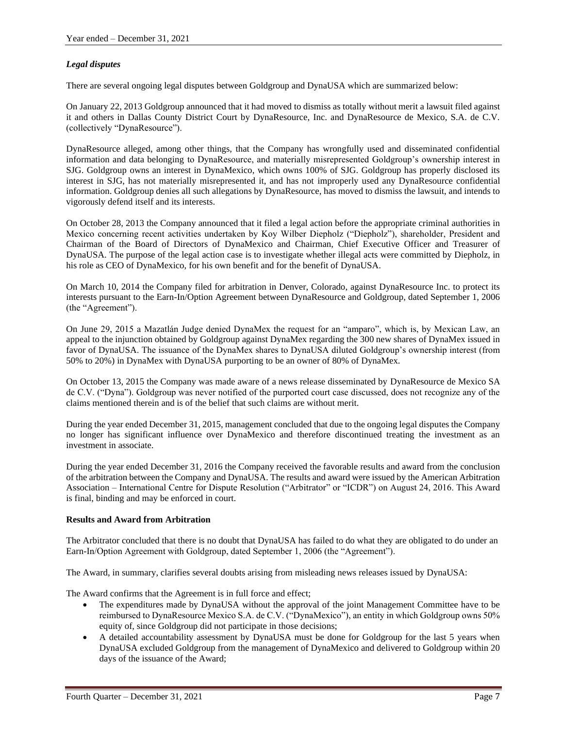### *Legal disputes*

There are several ongoing legal disputes between Goldgroup and DynaUSA which are summarized below:

On January 22, 2013 Goldgroup announced that it had moved to dismiss as totally without merit a lawsuit filed against it and others in Dallas County District Court by DynaResource, Inc. and DynaResource de Mexico, S.A. de C.V. (collectively "DynaResource").

DynaResource alleged, among other things, that the Company has wrongfully used and disseminated confidential information and data belonging to DynaResource, and materially misrepresented Goldgroup's ownership interest in SJG. Goldgroup owns an interest in DynaMexico, which owns 100% of SJG. Goldgroup has properly disclosed its interest in SJG, has not materially misrepresented it, and has not improperly used any DynaResource confidential information. Goldgroup denies all such allegations by DynaResource, has moved to dismiss the lawsuit, and intends to vigorously defend itself and its interests.

On October 28, 2013 the Company announced that it filed a legal action before the appropriate criminal authorities in Mexico concerning recent activities undertaken by Koy Wilber Diepholz ("Diepholz"), shareholder, President and Chairman of the Board of Directors of DynaMexico and Chairman, Chief Executive Officer and Treasurer of DynaUSA. The purpose of the legal action case is to investigate whether illegal acts were committed by Diepholz, in his role as CEO of DynaMexico, for his own benefit and for the benefit of DynaUSA.

On March 10, 2014 the Company filed for arbitration in Denver, Colorado, against DynaResource Inc. to protect its interests pursuant to the Earn-In/Option Agreement between DynaResource and Goldgroup, dated September 1, 2006 (the "Agreement").

On June 29, 2015 a Mazatlán Judge denied DynaMex the request for an "amparo", which is, by Mexican Law, an appeal to the injunction obtained by Goldgroup against DynaMex regarding the 300 new shares of DynaMex issued in favor of DynaUSA. The issuance of the DynaMex shares to DynaUSA diluted Goldgroup's ownership interest (from 50% to 20%) in DynaMex with DynaUSA purporting to be an owner of 80% of DynaMex.

On October 13, 2015 the Company was made aware of a news release disseminated by DynaResource de Mexico SA de C.V. ("Dyna"). Goldgroup was never notified of the purported court case discussed, does not recognize any of the claims mentioned therein and is of the belief that such claims are without merit.

During the year ended December 31, 2015, management concluded that due to the ongoing legal disputes the Company no longer has significant influence over DynaMexico and therefore discontinued treating the investment as an investment in associate.

During the year ended December 31, 2016 the Company received the favorable results and award from the conclusion of the arbitration between the Company and DynaUSA. The results and award were issued by the American Arbitration Association – International Centre for Dispute Resolution ("Arbitrator" or "ICDR") on August 24, 2016. This Award is final, binding and may be enforced in court.

**Results and Award from Arbitration**

The Arbitrator concluded that there is no doubt that DynaUSA has failed to do what they are obligated to do under an Earn-In/Option Agreement with Goldgroup, dated September 1, 2006 (the "Agreement").

The Award, in summary, clarifies several doubts arising from misleading news releases issued by DynaUSA:

The Award confirms that the Agreement is in full force and effect;

- The expenditures made by DynaUSA without the approval of the joint Management Committee have to be reimbursed to DynaResource Mexico S.A. de C.V. ("DynaMexico"), an entity in which Goldgroup owns 50% equity of, since Goldgroup did not participate in those decisions;
- A detailed accountability assessment by DynaUSA must be done for Goldgroup for the last 5 years when DynaUSA excluded Goldgroup from the management of DynaMexico and delivered to Goldgroup within 20 days of the issuance of the Award;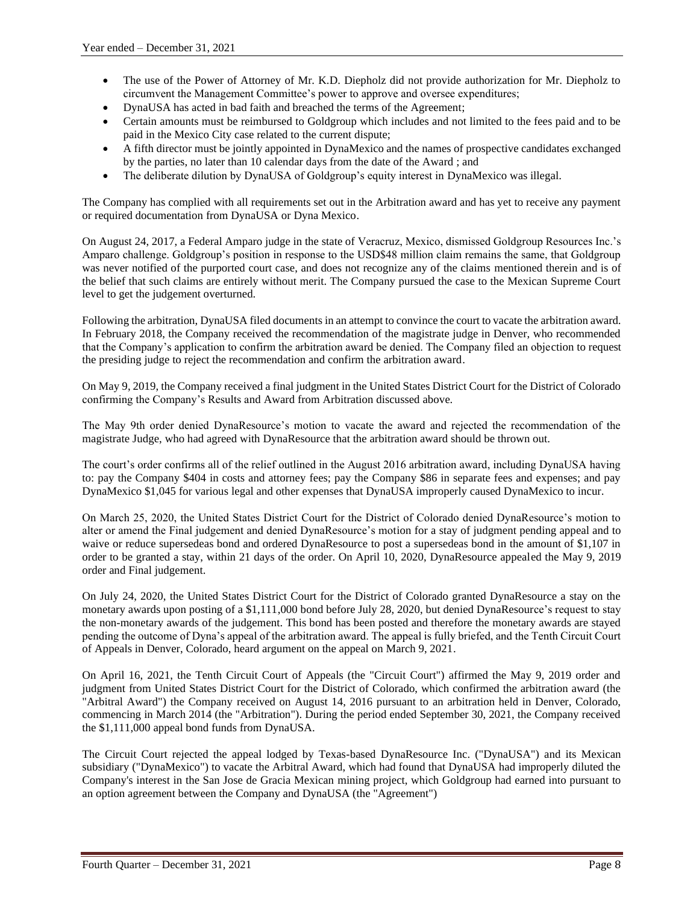- The use of the Power of Attorney of Mr. K.D. Diepholz did not provide authorization for Mr. Diepholz to circumvent the Management Committee's power to approve and oversee expenditures;
- DynaUSA has acted in bad faith and breached the terms of the Agreement;
- Certain amounts must be reimbursed to Goldgroup which includes and not limited to the fees paid and to be paid in the Mexico City case related to the current dispute;
- A fifth director must be jointly appointed in DynaMexico and the names of prospective candidates exchanged by the parties, no later than 10 calendar days from the date of the Award ; and
- The deliberate dilution by DynaUSA of Goldgroup's equity interest in DynaMexico was illegal.

The Company has complied with all requirements set out in the Arbitration award and has yet to receive any payment or required documentation from DynaUSA or Dyna Mexico.

On August 24, 2017, a Federal Amparo judge in the state of Veracruz, Mexico, dismissed Goldgroup Resources Inc.'s Amparo challenge. Goldgroup's position in response to the USD$48 million claim remains the same, that Goldgroup was never notified of the purported court case, and does not recognize any of the claims mentioned therein and is of the belief that such claims are entirely without merit. The Company pursued the case to the Mexican Supreme Court level to get the judgement overturned.

Following the arbitration, DynaUSA filed documents in an attempt to convince the court to vacate the arbitration award. In February 2018, the Company received the recommendation of the magistrate judge in Denver, who recommended that the Company's application to confirm the arbitration award be denied. The Company filed an objection to request the presiding judge to reject the recommendation and confirm the arbitration award.

On May 9, 2019, the Company received a final judgment in the United States District Court for the District of Colorado confirming the Company's Results and Award from Arbitration discussed above.

The May 9th order denied DynaResource's motion to vacate the award and rejected the recommendation of the magistrate Judge, who had agreed with DynaResource that the arbitration award should be thrown out.

The court's order confirms all of the relief outlined in the August 2016 arbitration award, including DynaUSA having to: pay the Company $404 in costs and attorney fees; pay the Company $86 in separate fees and expenses; and pay DynaMexico $1,045 for various legal and other expenses that DynaUSA improperly caused DynaMexico to incur.

On March 25, 2020, the United States District Court for the District of Colorado denied DynaResource's motion to alter or amend the Final judgement and denied DynaResource's motion for a stay of judgment pending appeal and to waive or reduce supersedeas bond and ordered DynaResource to post a supersedeas bond in the amount of $1,107 in order to be granted a stay, within 21 days of the order. On April 10, 2020, DynaResource appealed the May 9, 2019 order and Final judgement.

On July 24, 2020, the United States District Court for the District of Colorado granted DynaResource a stay on the monetary awards upon posting of a $1,111,000 bond before July 28, 2020, but denied DynaResource's request to stay the non-monetary awards of the judgement. This bond has been posted and therefore the monetary awards are stayed pending the outcome of Dyna's appeal of the arbitration award. The appeal is fully briefed, and the Tenth Circuit Court of Appeals in Denver, Colorado, heard argument on the appeal on March 9, 2021.

On April 16, 2021, the Tenth Circuit Court of Appeals (the "Circuit Court") affirmed the May 9, 2019 order and judgment from United States District Court for the District of Colorado, which confirmed the arbitration award (the "Arbitral Award") the Company received on August 14, 2016 pursuant to an arbitration held in Denver, Colorado, commencing in March 2014 (the "Arbitration"). During the period ended September 30, 2021, the Company received the $1,111,000 appeal bond funds from DynaUSA.

The Circuit Court rejected the appeal lodged by Texas-based DynaResource Inc. ("DynaUSA") and its Mexican subsidiary ("DynaMexico") to vacate the Arbitral Award, which had found that DynaUSA had improperly diluted the Company's interest in the San Jose de Gracia Mexican mining project, which Goldgroup had earned into pursuant to an option agreement between the Company and DynaUSA (the "Agreement")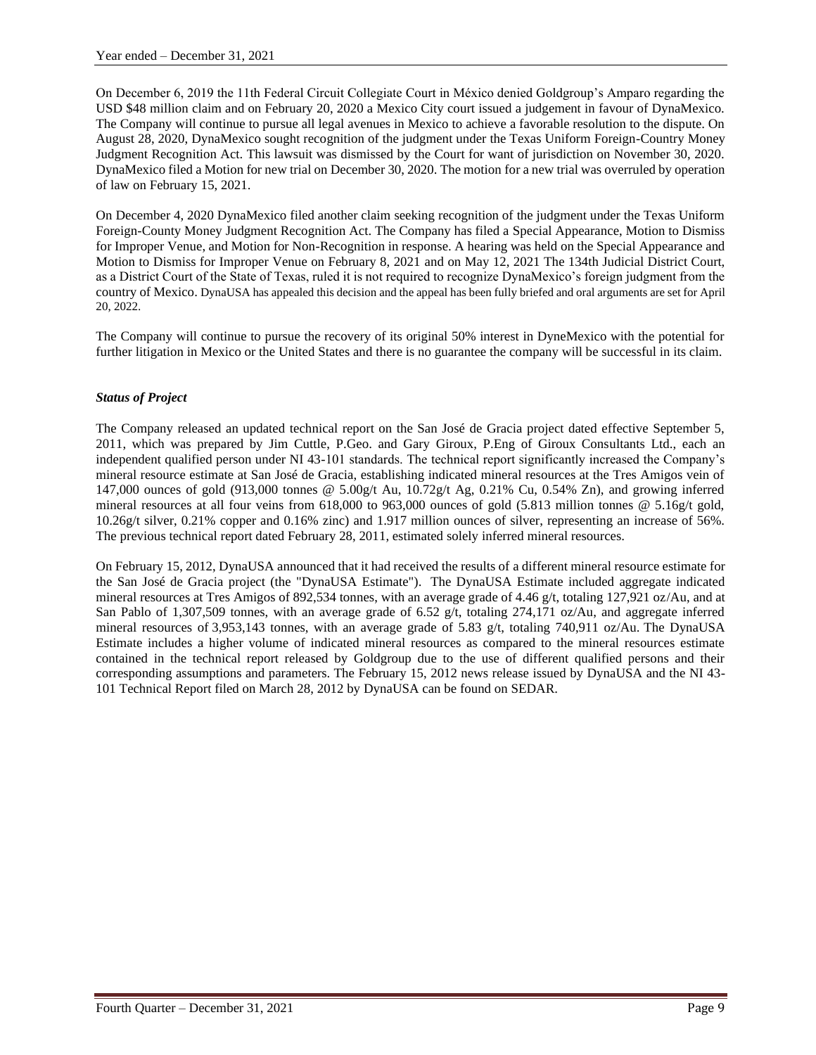On December 6, 2019 the 11th Federal Circuit Collegiate Court in México denied Goldgroup's Amparo regarding the USD $48 million claim and on February 20, 2020 a Mexico City court issued a judgement in favour of DynaMexico. The Company will continue to pursue all legal avenues in Mexico to achieve a favorable resolution to the dispute. On August 28, 2020, DynaMexico sought recognition of the judgment under the Texas Uniform Foreign-Country Money Judgment Recognition Act. This lawsuit was dismissed by the Court for want of jurisdiction on November 30, 2020. DynaMexico filed a Motion for new trial on December 30, 2020. The motion for a new trial was overruled by operation of law on February 15, 2021.

On December 4, 2020 DynaMexico filed another claim seeking recognition of the judgment under the Texas Uniform Foreign-County Money Judgment Recognition Act. The Company has filed a Special Appearance, Motion to Dismiss for Improper Venue, and Motion for Non-Recognition in response. A hearing was held on the Special Appearance and Motion to Dismiss for Improper Venue on February 8, 2021 and on May 12, 2021 The 134th Judicial District Court, as a District Court of the State of Texas, ruled it is not required to recognize DynaMexico's foreign judgment from the country of Mexico. DynaUSA has appealed this decision and the appeal has been fully briefed and oral arguments are set for April 20, 2022.

The Company will continue to pursue the recovery of its original 50% interest in DyneMexico with the potential for further litigation in Mexico or the United States and there is no guarantee the company will be successful in its claim.

***Status of Project***

The Company released an updated technical report on the San José de Gracia project dated effective September 5, 2011, which was prepared by Jim Cuttle, P.Geo. and Gary Giroux, P.Eng of Giroux Consultants Ltd., each an independent qualified person under NI 43-101 standards. The technical report significantly increased the Company's mineral resource estimate at San José de Gracia, establishing indicated mineral resources at the Tres Amigos vein of 147,000 ounces of gold (913,000 tonnes @ 5.00g/t Au, 10.72g/t Ag, 0.21% Cu, 0.54% Zn), and growing inferred mineral resources at all four veins from 618,000 to 963,000 ounces of gold (5.813 million tonnes @ 5.16g/t gold, 10.26g/t silver, 0.21% copper and 0.16% zinc) and 1.917 million ounces of silver, representing an increase of 56%. The previous technical report dated February 28, 2011, estimated solely inferred mineral resources.

On February 15, 2012, DynaUSA announced that it had received the results of a different mineral resource estimate for the San José de Gracia project (the "DynaUSA Estimate"). The DynaUSA Estimate included aggregate indicated mineral resources at Tres Amigos of 892,534 tonnes, with an average grade of 4.46 g/t, totaling 127,921 oz/Au, and at San Pablo of 1,307,509 tonnes, with an average grade of 6.52 g/t, totaling 274,171 oz/Au, and aggregate inferred mineral resources of 3,953,143 tonnes, with an average grade of 5.83 g/t, totaling 740,911 oz/Au. The DynaUSA Estimate includes a higher volume of indicated mineral resources as compared to the mineral resources estimate contained in the technical report released by Goldgroup due to the use of different qualified persons and their corresponding assumptions and parameters. The February 15, 2012 news release issued by DynaUSA and the NI 43-101 Technical Report filed on March 28, 2012 by DynaUSA can be found on SEDAR.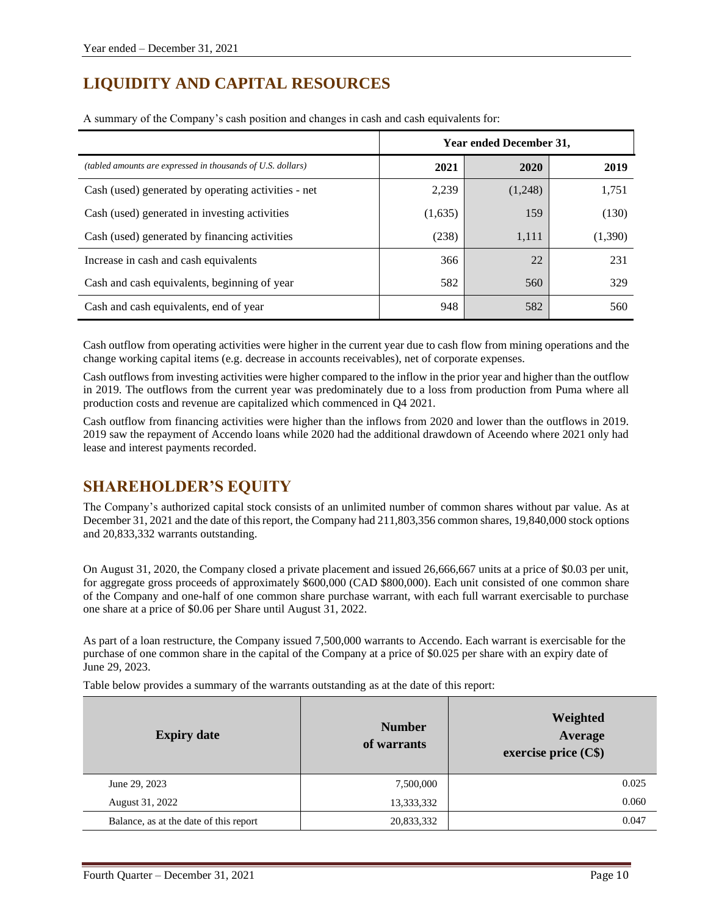## LIQUIDITY AND CAPITAL RESOURCES

A summary of the Company's cash position and changes in cash and cash equivalents for:

| | Year ended December 31, | | |
|---|---|---|---|
| *(tabled amounts are expressed in thousands of U.S. dollars)* | **2021** | **2020** | **2019** |
| Cash (used) generated by operating activities - net | 2,239 | (1,248) | 1,751 |
| Cash (used) generated in investing activities | (1,635) | 159 | (130) |
| Cash (used) generated by financing activities | (238) | 1,111 | (1,390) |
| Increase in cash and cash equivalents | 366 | 22 | 231 |
| Cash and cash equivalents, beginning of year | 582 | 560 | 329 |
| Cash and cash equivalents, end of year | 948 | 582 | 560 |

Cash outflow from operating activities were higher in the current year due to cash flow from mining operations and the change working capital items (e.g. decrease in accounts receivables), net of corporate expenses.

Cash outflows from investing activities were higher compared to the inflow in the prior year and higher than the outflow in 2019. The outflows from the current year was predominately due to a loss from production from Puma where all production costs and revenue are capitalized which commenced in Q4 2021.

Cash outflow from financing activities were higher than the inflows from 2020 and lower than the outflows in 2019. 2019 saw the repayment of Accendo loans while 2020 had the additional drawdown of Aceendo where 2021 only had lease and interest payments recorded.

## SHAREHOLDER'S EQUITY

The Company's authorized capital stock consists of an unlimited number of common shares without par value. As at December 31, 2021 and the date of this report, the Company had 211,803,356 common shares, 19,840,000 stock options and 20,833,332 warrants outstanding.

On August 31, 2020, the Company closed a private placement and issued 26,666,667 units at a price of $0.03 per unit, for aggregate gross proceeds of approximately $600,000 (CAD $800,000). Each unit consisted of one common share of the Company and one-half of one common share purchase warrant, with each full warrant exercisable to purchase one share at a price of $0.06 per Share until August 31, 2022.

As part of a loan restructure, the Company issued 7,500,000 warrants to Accendo. Each warrant is exercisable for the purchase of one common share in the capital of the Company at a price of $0.025 per share with an expiry date of June 29, 2023.

Table below provides a summary of the warrants outstanding as at the date of this report:

| Expiry date | Number of warrants | Weighted Average exercise price (C$) |
|---|---|---|
| June 29, 2023 | 7,500,000 | 0.025 |
| August 31, 2022 | 13,333,332 | 0.060 |
| Balance, as at the date of this report | 20,833,332 | 0.047 |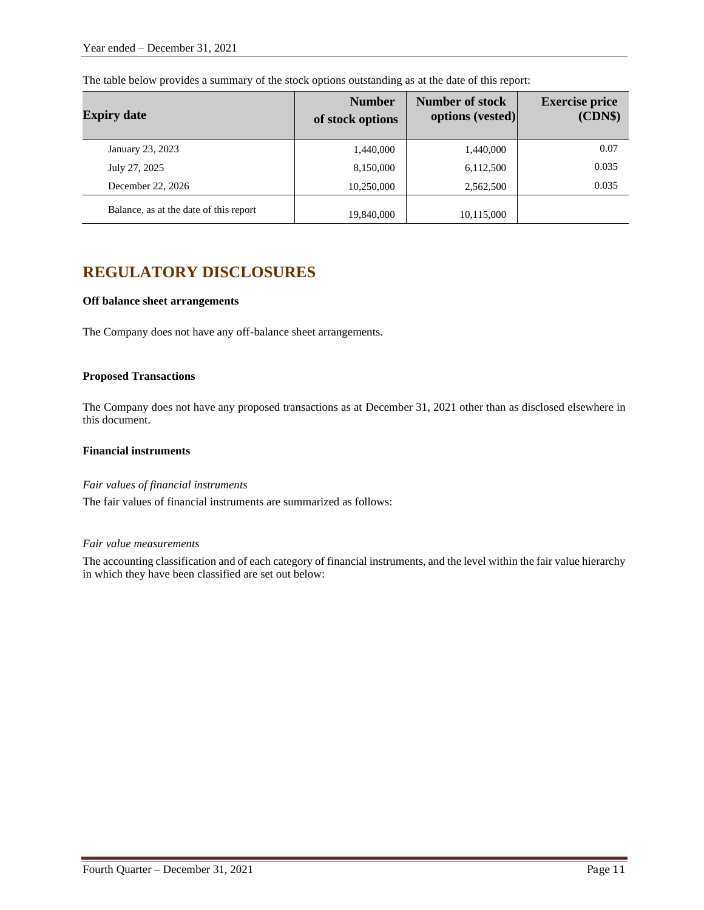The table below provides a summary of the stock options outstanding as at the date of this report:

| Expiry date | Number of stock options | Number of stock options (vested) | Exercise price (CDN$) |
|---|---|---|---|
| January 23, 2023 | 1,440,000 | 1,440,000 | 0.07 |
| July 27, 2025 | 8,150,000 | 6,112,500 | 0.035 |
| December 22, 2026 | 10,250,000 | 2,562,500 | 0.035 |
| Balance, as at the date of this report | 19,840,000 | 10,115,000 | |

# REGULATORY DISCLOSURES

**Off balance sheet arrangements**

The Company does not have any off-balance sheet arrangements.

**Proposed Transactions**

The Company does not have any proposed transactions as at December 31, 2021 other than as disclosed elsewhere in this document.

**Financial instruments**

*Fair values of financial instruments*

The fair values of financial instruments are summarized as follows:

*Fair value measurements*

The accounting classification and of each category of financial instruments, and the level within the fair value hierarchy in which they have been classified are set out below: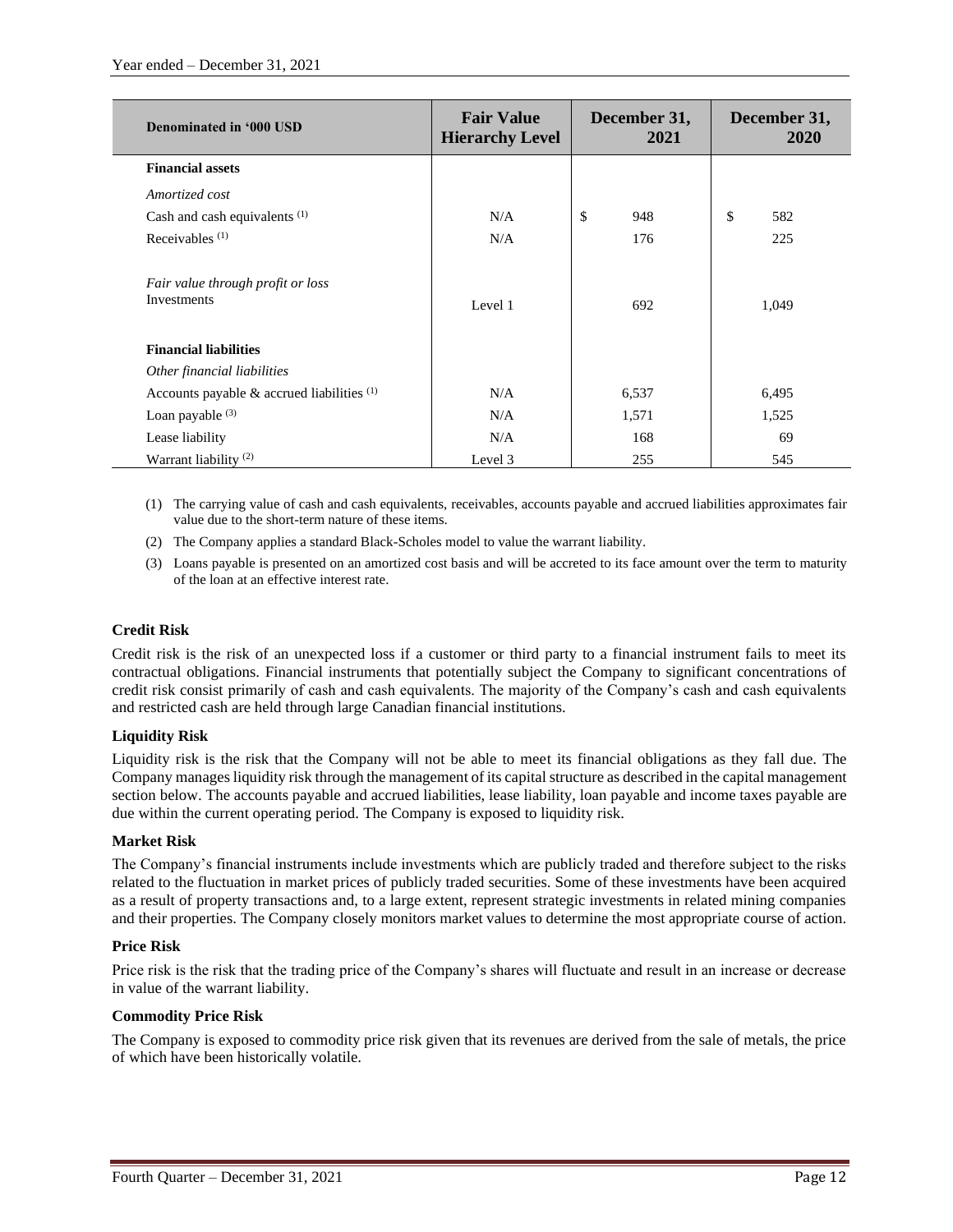| Denominated in '000 USD | Fair Value Hierarchy Level | December 31, 2021 | December 31, 2020 |
|---|---|---|---|
| **Financial assets** | | | |
| *Amortized cost* | | | |
| Cash and cash equivalents [(1)] | N/A | $ 948 | $ 582 |
| Receivables [(1)] | N/A | 176 | 225 |
| *Fair value through profit or loss* | | | |
| Investments | Level 1 | 692 | 1,049 |
| **Financial liabilities** | | | |
| *Other financial liabilities* | | | |
| Accounts payable & accrued liabilities [(1)] | N/A | 6,537 | 6,495 |
| Loan payable [(3)] | N/A | 1,571 | 1,525 |
| Lease liability | N/A | 168 | 69 |
| Warrant liability [(2)] | Level 3 | 255 | 545 |

(1) The carrying value of cash and cash equivalents, receivables, accounts payable and accrued liabilities approximates fair value due to the short-term nature of these items.

(2) The Company applies a standard Black-Scholes model to value the warrant liability.

(3) Loans payable is presented on an amortized cost basis and will be accreted to its face amount over the term to maturity of the loan at an effective interest rate.

### Credit Risk

Credit risk is the risk of an unexpected loss if a customer or third party to a financial instrument fails to meet its contractual obligations. Financial instruments that potentially subject the Company to significant concentrations of credit risk consist primarily of cash and cash equivalents. The majority of the Company's cash and cash equivalents and restricted cash are held through large Canadian financial institutions.

### Liquidity Risk

Liquidity risk is the risk that the Company will not be able to meet its financial obligations as they fall due. The Company manages liquidity risk through the management of its capital structure as described in the capital management section below. The accounts payable and accrued liabilities, lease liability, loan payable and income taxes payable are due within the current operating period. The Company is exposed to liquidity risk.

### Market Risk

The Company's financial instruments include investments which are publicly traded and therefore subject to the risks related to the fluctuation in market prices of publicly traded securities. Some of these investments have been acquired as a result of property transactions and, to a large extent, represent strategic investments in related mining companies and their properties. The Company closely monitors market values to determine the most appropriate course of action.

### Price Risk

Price risk is the risk that the trading price of the Company's shares will fluctuate and result in an increase or decrease in value of the warrant liability.

### Commodity Price Risk

The Company is exposed to commodity price risk given that its revenues are derived from the sale of metals, the price of which have been historically volatile.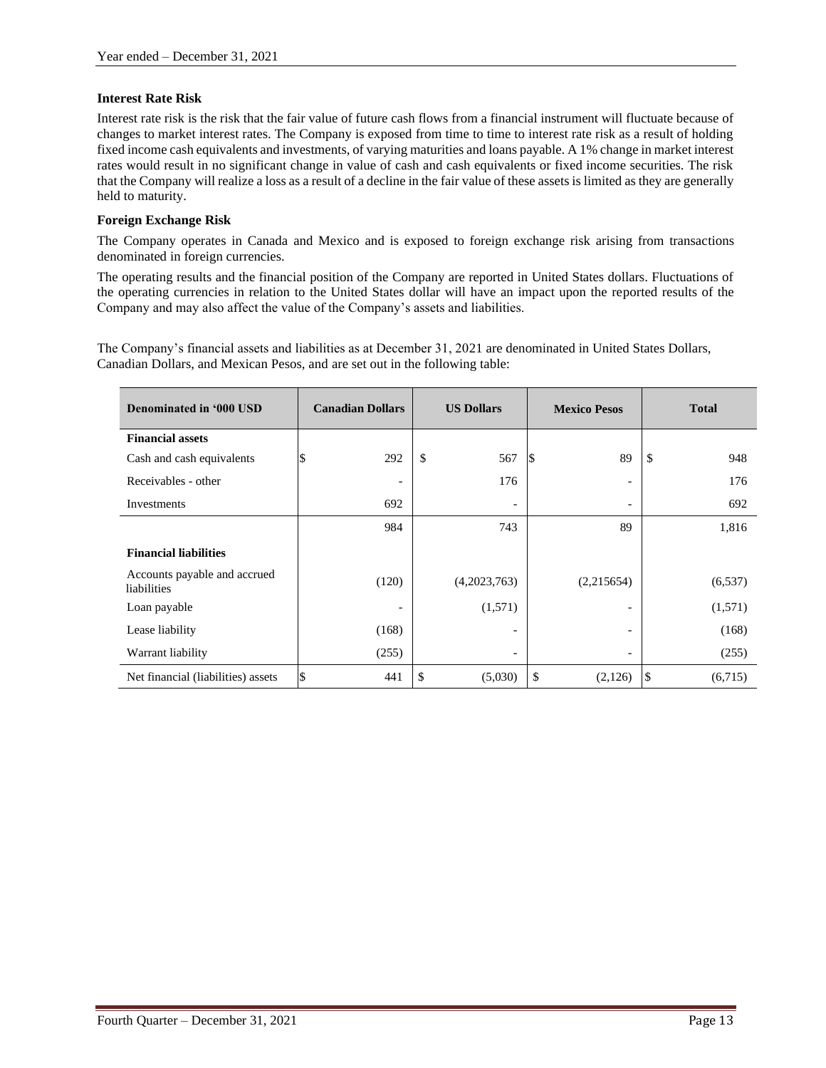### Interest Rate Risk

Interest rate risk is the risk that the fair value of future cash flows from a financial instrument will fluctuate because of changes to market interest rates. The Company is exposed from time to time to interest rate risk as a result of holding fixed income cash equivalents and investments, of varying maturities and loans payable. A 1% change in market interest rates would result in no significant change in value of cash and cash equivalents or fixed income securities. The risk that the Company will realize a loss as a result of a decline in the fair value of these assets is limited as they are generally held to maturity.

### Foreign Exchange Risk

The Company operates in Canada and Mexico and is exposed to foreign exchange risk arising from transactions denominated in foreign currencies.

The operating results and the financial position of the Company are reported in United States dollars. Fluctuations of the operating currencies in relation to the United States dollar will have an impact upon the reported results of the Company and may also affect the value of the Company's assets and liabilities.

The Company's financial assets and liabilities as at December 31, 2021 are denominated in United States Dollars, Canadian Dollars, and Mexican Pesos, and are set out in the following table:

| Denominated in '000 USD | Canadian Dollars | US Dollars | Mexico Pesos | Total |
|---|---|---|---|---|
| **Financial assets** | | | | |
| Cash and cash equivalents | $ 292 | $ 567 | $ 89 | $ 948 |
| Receivables - other | - | 176 | - | 176 |
| Investments | 692 | - | - | 692 |
| | 984 | 743 | 89 | 1,816 |
| **Financial liabilities** | | | | |
| Accounts payable and accrued liabilities | (120) | (4,2023,763) | (2,215654) | (6,537) |
| Loan payable | - | (1,571) | - | (1,571) |
| Lease liability | (168) | - | - | (168) |
| Warrant liability | (255) | - | - | (255) |
| Net financial (liabilities) assets | $ 441 | $ (5,030) | $ (2,126) | $ (6,715) |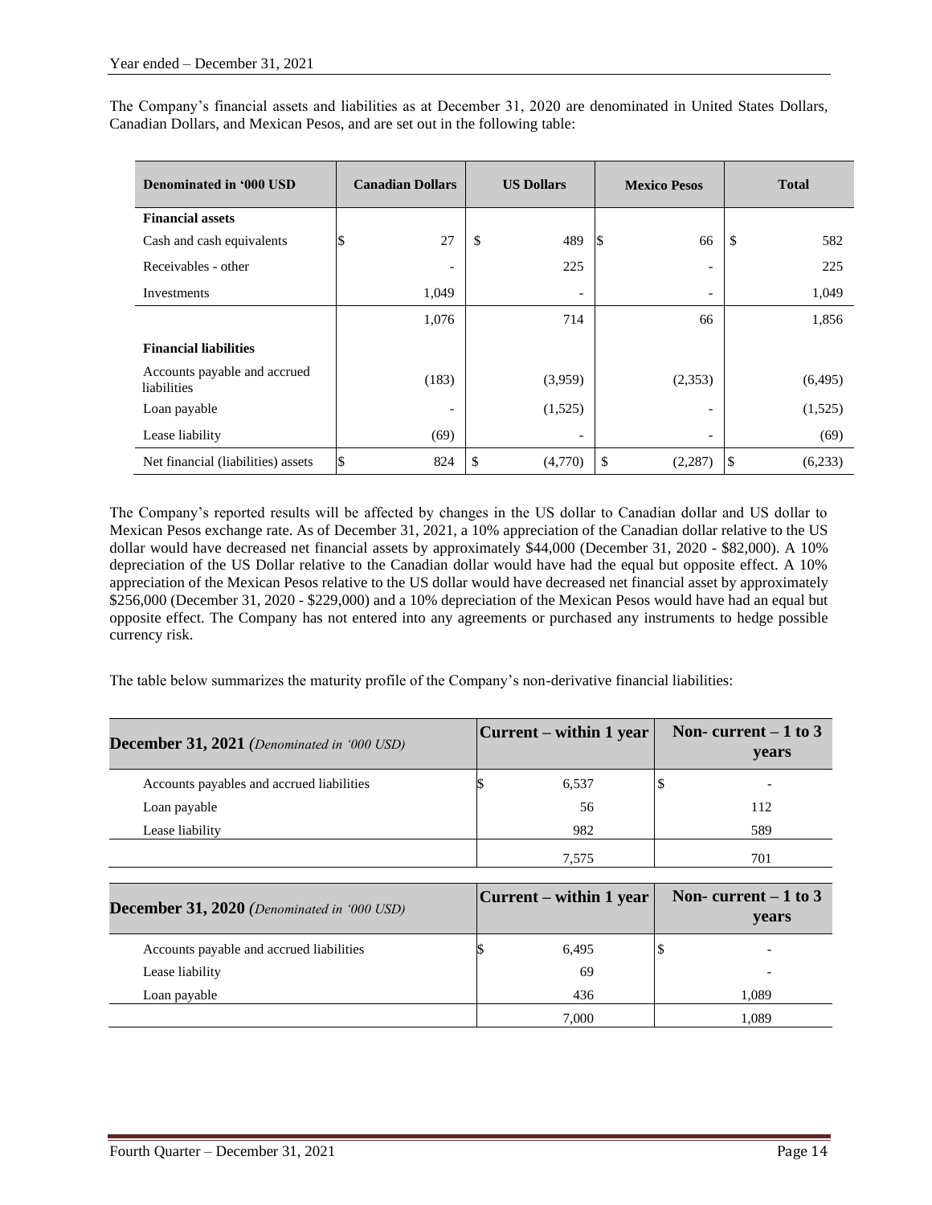The Company's financial assets and liabilities as at December 31, 2020 are denominated in United States Dollars, Canadian Dollars, and Mexican Pesos, and are set out in the following table:

| Denominated in '000 USD | Canadian Dollars | US Dollars | Mexico Pesos | Total |
|---|---|---|---|---|
| **Financial assets** | | | | |
| Cash and cash equivalents | $ 27 | $ 489 | $ 66 | $ 582 |
| Receivables - other | - | 225 | - | 225 |
| Investments | 1,049 | - | - | 1,049 |
| | 1,076 | 714 | 66 | 1,856 |
| **Financial liabilities** | | | | |
| Accounts payable and accrued liabilities | (183) | (3,959) | (2,353) | (6,495) |
| Loan payable | - | (1,525) | - | (1,525) |
| Lease liability | (69) | - | - | (69) |
| Net financial (liabilities) assets | $ 824 | $ (4,770) | $ (2,287) | $ (6,233) |

The Company's reported results will be affected by changes in the US dollar to Canadian dollar and US dollar to Mexican Pesos exchange rate. As of December 31, 2021, a 10% appreciation of the Canadian dollar relative to the US dollar would have decreased net financial assets by approximately $44,000 (December 31, 2020 - $82,000). A 10% depreciation of the US Dollar relative to the Canadian dollar would have had the equal but opposite effect. A 10% appreciation of the Mexican Pesos relative to the US dollar would have decreased net financial asset by approximately $256,000 (December 31, 2020 - $229,000) and a 10% depreciation of the Mexican Pesos would have had an equal but opposite effect. The Company has not entered into any agreements or purchased any instruments to hedge possible currency risk.

The table below summarizes the maturity profile of the Company's non-derivative financial liabilities:

| **December 31, 2021** *(Denominated in '000 USD)* | Current – within 1 year | Non- current – 1 to 3 years |
|---|---|---|
| Accounts payables and accrued liabilities | $ 6,537 | $ - |
| Loan payable | 56 | 112 |
| Lease liability | 982 | 589 |
| | 7,575 | 701 |

| **December 31, 2020** *(Denominated in '000 USD)* | Current – within 1 year | Non- current – 1 to 3 years |
|---|---|---|
| Accounts payable and accrued liabilities | $ 6,495 | $ - |
| Lease liability | 69 | - |
| Loan payable | 436 | 1,089 |
| | 7,000 | 1,089 |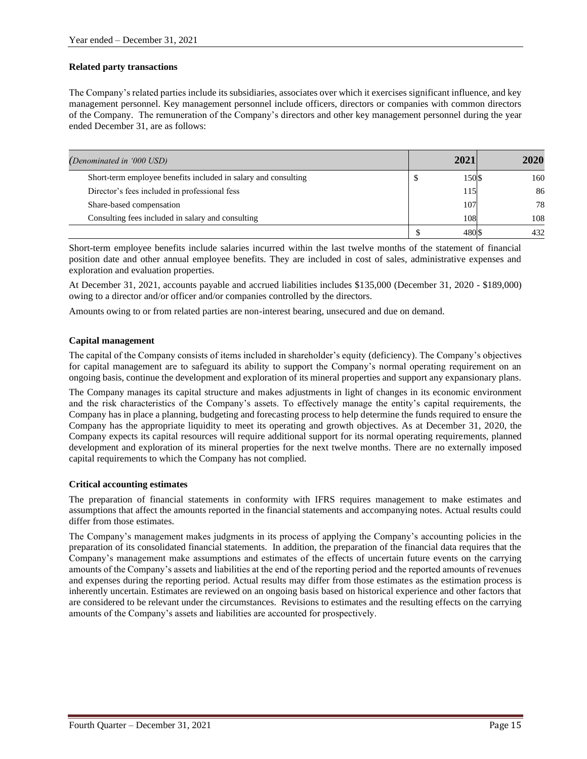## Related party transactions

The Company's related parties include its subsidiaries, associates over which it exercises significant influence, and key management personnel. Key management personnel include officers, directors or companies with common directors of the Company. The remuneration of the Company's directors and other key management personnel during the year ended December 31, are as follows:

| *(Denominated in '000 USD)* | 2021 | 2020 |
|---|---|---|
| Short-term employee benefits included in salary and consulting | $ 150 | $ 160 |
| Director's fees included in professional fess | 115 | 86 |
| Share-based compensation | 107 | 78 |
| Consulting fees included in salary and consulting | 108 | 108 |
| | $ 480 | $ 432 |

Short-term employee benefits include salaries incurred within the last twelve months of the statement of financial position date and other annual employee benefits. They are included in cost of sales, administrative expenses and exploration and evaluation properties.

At December 31, 2021, accounts payable and accrued liabilities includes $135,000 (December 31, 2020 - $189,000) owing to a director and/or officer and/or companies controlled by the directors.

Amounts owing to or from related parties are non-interest bearing, unsecured and due on demand.

## Capital management

The capital of the Company consists of items included in shareholder's equity (deficiency). The Company's objectives for capital management are to safeguard its ability to support the Company's normal operating requirement on an ongoing basis, continue the development and exploration of its mineral properties and support any expansionary plans.

The Company manages its capital structure and makes adjustments in light of changes in its economic environment and the risk characteristics of the Company's assets. To effectively manage the entity's capital requirements, the Company has in place a planning, budgeting and forecasting process to help determine the funds required to ensure the Company has the appropriate liquidity to meet its operating and growth objectives. As at December 31, 2020, the Company expects its capital resources will require additional support for its normal operating requirements, planned development and exploration of its mineral properties for the next twelve months. There are no externally imposed capital requirements to which the Company has not complied.

## Critical accounting estimates

The preparation of financial statements in conformity with IFRS requires management to make estimates and assumptions that affect the amounts reported in the financial statements and accompanying notes. Actual results could differ from those estimates.

The Company's management makes judgments in its process of applying the Company's accounting policies in the preparation of its consolidated financial statements. In addition, the preparation of the financial data requires that the Company's management make assumptions and estimates of the effects of uncertain future events on the carrying amounts of the Company's assets and liabilities at the end of the reporting period and the reported amounts of revenues and expenses during the reporting period. Actual results may differ from those estimates as the estimation process is inherently uncertain. Estimates are reviewed on an ongoing basis based on historical experience and other factors that are considered to be relevant under the circumstances. Revisions to estimates and the resulting effects on the carrying amounts of the Company's assets and liabilities are accounted for prospectively.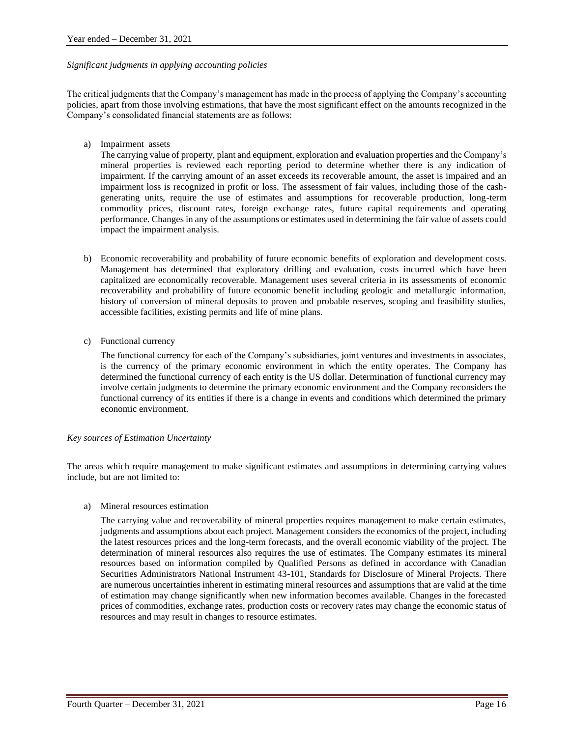*Significant judgments in applying accounting policies*

The critical judgments that the Company's management has made in the process of applying the Company's accounting policies, apart from those involving estimations, that have the most significant effect on the amounts recognized in the Company's consolidated financial statements are as follows:

a) Impairment assets

   The carrying value of property, plant and equipment, exploration and evaluation properties and the Company's mineral properties is reviewed each reporting period to determine whether there is any indication of impairment. If the carrying amount of an asset exceeds its recoverable amount, the asset is impaired and an impairment loss is recognized in profit or loss. The assessment of fair values, including those of the cash-generating units, require the use of estimates and assumptions for recoverable production, long-term commodity prices, discount rates, foreign exchange rates, future capital requirements and operating performance. Changes in any of the assumptions or estimates used in determining the fair value of assets could impact the impairment analysis.

b) Economic recoverability and probability of future economic benefits of exploration and development costs. Management has determined that exploratory drilling and evaluation, costs incurred which have been capitalized are economically recoverable. Management uses several criteria in its assessments of economic recoverability and probability of future economic benefit including geologic and metallurgic information, history of conversion of mineral deposits to proven and probable reserves, scoping and feasibility studies, accessible facilities, existing permits and life of mine plans.

c) Functional currency

   The functional currency for each of the Company's subsidiaries, joint ventures and investments in associates, is the currency of the primary economic environment in which the entity operates. The Company has determined the functional currency of each entity is the US dollar. Determination of functional currency may involve certain judgments to determine the primary economic environment and the Company reconsiders the functional currency of its entities if there is a change in events and conditions which determined the primary economic environment.

*Key sources of Estimation Uncertainty*

The areas which require management to make significant estimates and assumptions in determining carrying values include, but are not limited to:

a) Mineral resources estimation

   The carrying value and recoverability of mineral properties requires management to make certain estimates, judgments and assumptions about each project. Management considers the economics of the project, including the latest resources prices and the long-term forecasts, and the overall economic viability of the project. The determination of mineral resources also requires the use of estimates. The Company estimates its mineral resources based on information compiled by Qualified Persons as defined in accordance with Canadian Securities Administrators National Instrument 43-101, Standards for Disclosure of Mineral Projects. There are numerous uncertainties inherent in estimating mineral resources and assumptions that are valid at the time of estimation may change significantly when new information becomes available. Changes in the forecasted prices of commodities, exchange rates, production costs or recovery rates may change the economic status of resources and may result in changes to resource estimates.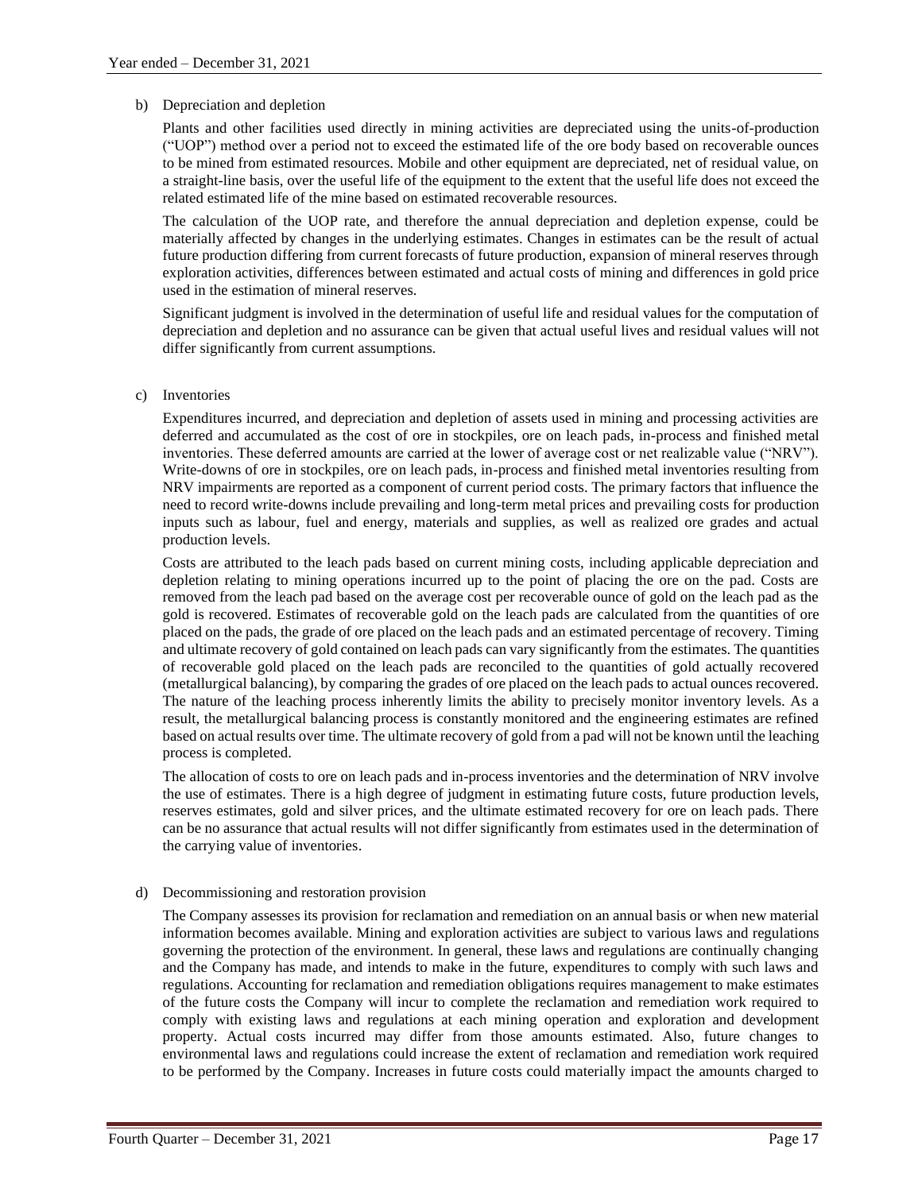b) Depreciation and depletion

Plants and other facilities used directly in mining activities are depreciated using the units-of-production ("UOP") method over a period not to exceed the estimated life of the ore body based on recoverable ounces to be mined from estimated resources. Mobile and other equipment are depreciated, net of residual value, on a straight-line basis, over the useful life of the equipment to the extent that the useful life does not exceed the related estimated life of the mine based on estimated recoverable resources.

The calculation of the UOP rate, and therefore the annual depreciation and depletion expense, could be materially affected by changes in the underlying estimates. Changes in estimates can be the result of actual future production differing from current forecasts of future production, expansion of mineral reserves through exploration activities, differences between estimated and actual costs of mining and differences in gold price used in the estimation of mineral reserves.

Significant judgment is involved in the determination of useful life and residual values for the computation of depreciation and depletion and no assurance can be given that actual useful lives and residual values will not differ significantly from current assumptions.

c) Inventories

Expenditures incurred, and depreciation and depletion of assets used in mining and processing activities are deferred and accumulated as the cost of ore in stockpiles, ore on leach pads, in-process and finished metal inventories. These deferred amounts are carried at the lower of average cost or net realizable value ("NRV"). Write-downs of ore in stockpiles, ore on leach pads, in-process and finished metal inventories resulting from NRV impairments are reported as a component of current period costs. The primary factors that influence the need to record write-downs include prevailing and long-term metal prices and prevailing costs for production inputs such as labour, fuel and energy, materials and supplies, as well as realized ore grades and actual production levels.

Costs are attributed to the leach pads based on current mining costs, including applicable depreciation and depletion relating to mining operations incurred up to the point of placing the ore on the pad. Costs are removed from the leach pad based on the average cost per recoverable ounce of gold on the leach pad as the gold is recovered. Estimates of recoverable gold on the leach pads are calculated from the quantities of ore placed on the pads, the grade of ore placed on the leach pads and an estimated percentage of recovery. Timing and ultimate recovery of gold contained on leach pads can vary significantly from the estimates. The quantities of recoverable gold placed on the leach pads are reconciled to the quantities of gold actually recovered (metallurgical balancing), by comparing the grades of ore placed on the leach pads to actual ounces recovered. The nature of the leaching process inherently limits the ability to precisely monitor inventory levels. As a result, the metallurgical balancing process is constantly monitored and the engineering estimates are refined based on actual results over time. The ultimate recovery of gold from a pad will not be known until the leaching process is completed.

The allocation of costs to ore on leach pads and in-process inventories and the determination of NRV involve the use of estimates. There is a high degree of judgment in estimating future costs, future production levels, reserves estimates, gold and silver prices, and the ultimate estimated recovery for ore on leach pads. There can be no assurance that actual results will not differ significantly from estimates used in the determination of the carrying value of inventories.

d) Decommissioning and restoration provision

The Company assesses its provision for reclamation and remediation on an annual basis or when new material information becomes available. Mining and exploration activities are subject to various laws and regulations governing the protection of the environment. In general, these laws and regulations are continually changing and the Company has made, and intends to make in the future, expenditures to comply with such laws and regulations. Accounting for reclamation and remediation obligations requires management to make estimates of the future costs the Company will incur to complete the reclamation and remediation work required to comply with existing laws and regulations at each mining operation and exploration and development property. Actual costs incurred may differ from those amounts estimated. Also, future changes to environmental laws and regulations could increase the extent of reclamation and remediation work required to be performed by the Company. Increases in future costs could materially impact the amounts charged to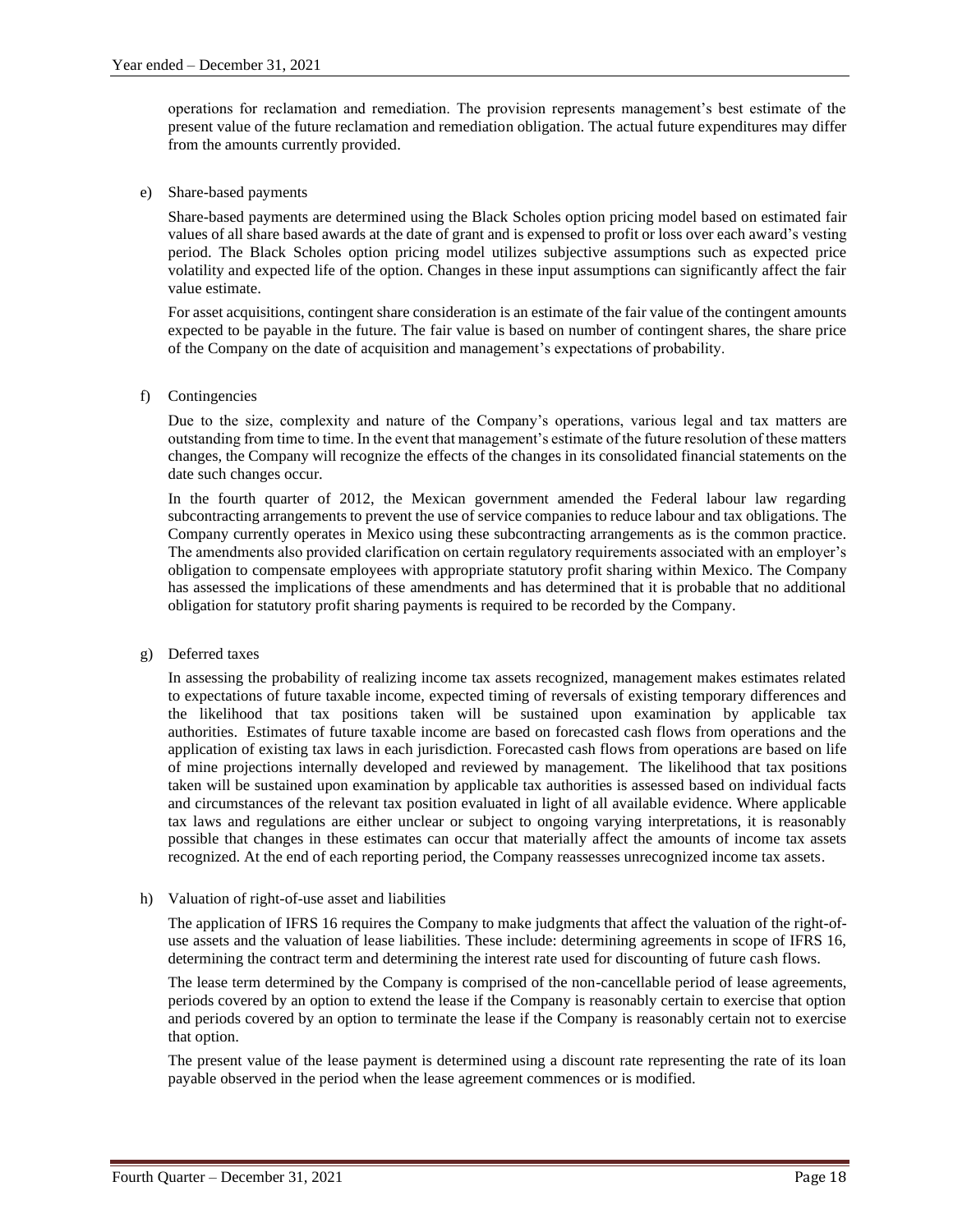operations for reclamation and remediation. The provision represents management's best estimate of the present value of the future reclamation and remediation obligation. The actual future expenditures may differ from the amounts currently provided.

e) Share-based payments

Share-based payments are determined using the Black Scholes option pricing model based on estimated fair values of all share based awards at the date of grant and is expensed to profit or loss over each award's vesting period. The Black Scholes option pricing model utilizes subjective assumptions such as expected price volatility and expected life of the option. Changes in these input assumptions can significantly affect the fair value estimate.

For asset acquisitions, contingent share consideration is an estimate of the fair value of the contingent amounts expected to be payable in the future. The fair value is based on number of contingent shares, the share price of the Company on the date of acquisition and management's expectations of probability.

f) Contingencies

Due to the size, complexity and nature of the Company's operations, various legal and tax matters are outstanding from time to time. In the event that management's estimate of the future resolution of these matters changes, the Company will recognize the effects of the changes in its consolidated financial statements on the date such changes occur.

In the fourth quarter of 2012, the Mexican government amended the Federal labour law regarding subcontracting arrangements to prevent the use of service companies to reduce labour and tax obligations. The Company currently operates in Mexico using these subcontracting arrangements as is the common practice. The amendments also provided clarification on certain regulatory requirements associated with an employer's obligation to compensate employees with appropriate statutory profit sharing within Mexico. The Company has assessed the implications of these amendments and has determined that it is probable that no additional obligation for statutory profit sharing payments is required to be recorded by the Company.

g) Deferred taxes

In assessing the probability of realizing income tax assets recognized, management makes estimates related to expectations of future taxable income, expected timing of reversals of existing temporary differences and the likelihood that tax positions taken will be sustained upon examination by applicable tax authorities. Estimates of future taxable income are based on forecasted cash flows from operations and the application of existing tax laws in each jurisdiction. Forecasted cash flows from operations are based on life of mine projections internally developed and reviewed by management. The likelihood that tax positions taken will be sustained upon examination by applicable tax authorities is assessed based on individual facts and circumstances of the relevant tax position evaluated in light of all available evidence. Where applicable tax laws and regulations are either unclear or subject to ongoing varying interpretations, it is reasonably possible that changes in these estimates can occur that materially affect the amounts of income tax assets recognized. At the end of each reporting period, the Company reassesses unrecognized income tax assets.

h) Valuation of right-of-use asset and liabilities

The application of IFRS 16 requires the Company to make judgments that affect the valuation of the right-of-use assets and the valuation of lease liabilities. These include: determining agreements in scope of IFRS 16, determining the contract term and determining the interest rate used for discounting of future cash flows.

The lease term determined by the Company is comprised of the non-cancellable period of lease agreements, periods covered by an option to extend the lease if the Company is reasonably certain to exercise that option and periods covered by an option to terminate the lease if the Company is reasonably certain not to exercise that option.

The present value of the lease payment is determined using a discount rate representing the rate of its loan payable observed in the period when the lease agreement commences or is modified.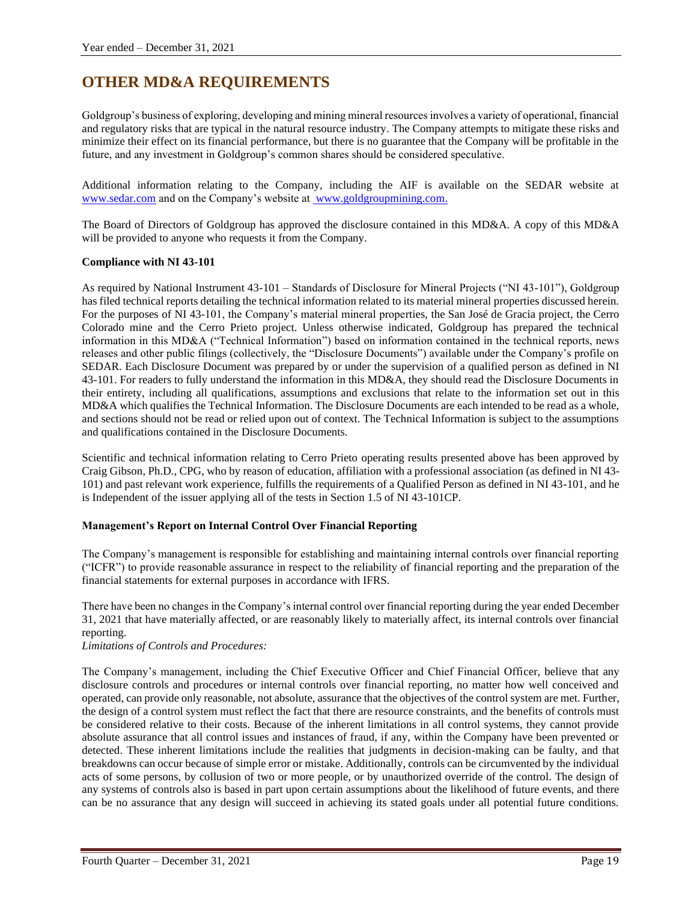# OTHER MD&A REQUIREMENTS

Goldgroup's business of exploring, developing and mining mineral resources involves a variety of operational, financial and regulatory risks that are typical in the natural resource industry. The Company attempts to mitigate these risks and minimize their effect on its financial performance, but there is no guarantee that the Company will be profitable in the future, and any investment in Goldgroup's common shares should be considered speculative.

Additional information relating to the Company, including the AIF is available on the SEDAR website at www.sedar.com and on the Company's website at www.goldgroupmining.com.

The Board of Directors of Goldgroup has approved the disclosure contained in this MD&A. A copy of this MD&A will be provided to anyone who requests it from the Company.

**Compliance with NI 43-101**

As required by National Instrument 43-101 – Standards of Disclosure for Mineral Projects ("NI 43-101"), Goldgroup has filed technical reports detailing the technical information related to its material mineral properties discussed herein. For the purposes of NI 43-101, the Company's material mineral properties, the San José de Gracia project, the Cerro Colorado mine and the Cerro Prieto project. Unless otherwise indicated, Goldgroup has prepared the technical information in this MD&A ("Technical Information") based on information contained in the technical reports, news releases and other public filings (collectively, the "Disclosure Documents") available under the Company's profile on SEDAR. Each Disclosure Document was prepared by or under the supervision of a qualified person as defined in NI 43-101. For readers to fully understand the information in this MD&A, they should read the Disclosure Documents in their entirety, including all qualifications, assumptions and exclusions that relate to the information set out in this MD&A which qualifies the Technical Information. The Disclosure Documents are each intended to be read as a whole, and sections should not be read or relied upon out of context. The Technical Information is subject to the assumptions and qualifications contained in the Disclosure Documents.

Scientific and technical information relating to Cerro Prieto operating results presented above has been approved by Craig Gibson, Ph.D., CPG, who by reason of education, affiliation with a professional association (as defined in NI 43-101) and past relevant work experience, fulfills the requirements of a Qualified Person as defined in NI 43-101, and he is Independent of the issuer applying all of the tests in Section 1.5 of NI 43-101CP.

**Management's Report on Internal Control Over Financial Reporting**

The Company's management is responsible for establishing and maintaining internal controls over financial reporting ("ICFR") to provide reasonable assurance in respect to the reliability of financial reporting and the preparation of the financial statements for external purposes in accordance with IFRS.

There have been no changes in the Company's internal control over financial reporting during the year ended December 31, 2021 that have materially affected, or are reasonably likely to materially affect, its internal controls over financial reporting.

*Limitations of Controls and Procedures:*

The Company's management, including the Chief Executive Officer and Chief Financial Officer, believe that any disclosure controls and procedures or internal controls over financial reporting, no matter how well conceived and operated, can provide only reasonable, not absolute, assurance that the objectives of the control system are met. Further, the design of a control system must reflect the fact that there are resource constraints, and the benefits of controls must be considered relative to their costs. Because of the inherent limitations in all control systems, they cannot provide absolute assurance that all control issues and instances of fraud, if any, within the Company have been prevented or detected. These inherent limitations include the realities that judgments in decision-making can be faulty, and that breakdowns can occur because of simple error or mistake. Additionally, controls can be circumvented by the individual acts of some persons, by collusion of two or more people, or by unauthorized override of the control. The design of any systems of controls also is based in part upon certain assumptions about the likelihood of future events, and there can be no assurance that any design will succeed in achieving its stated goals under all potential future conditions.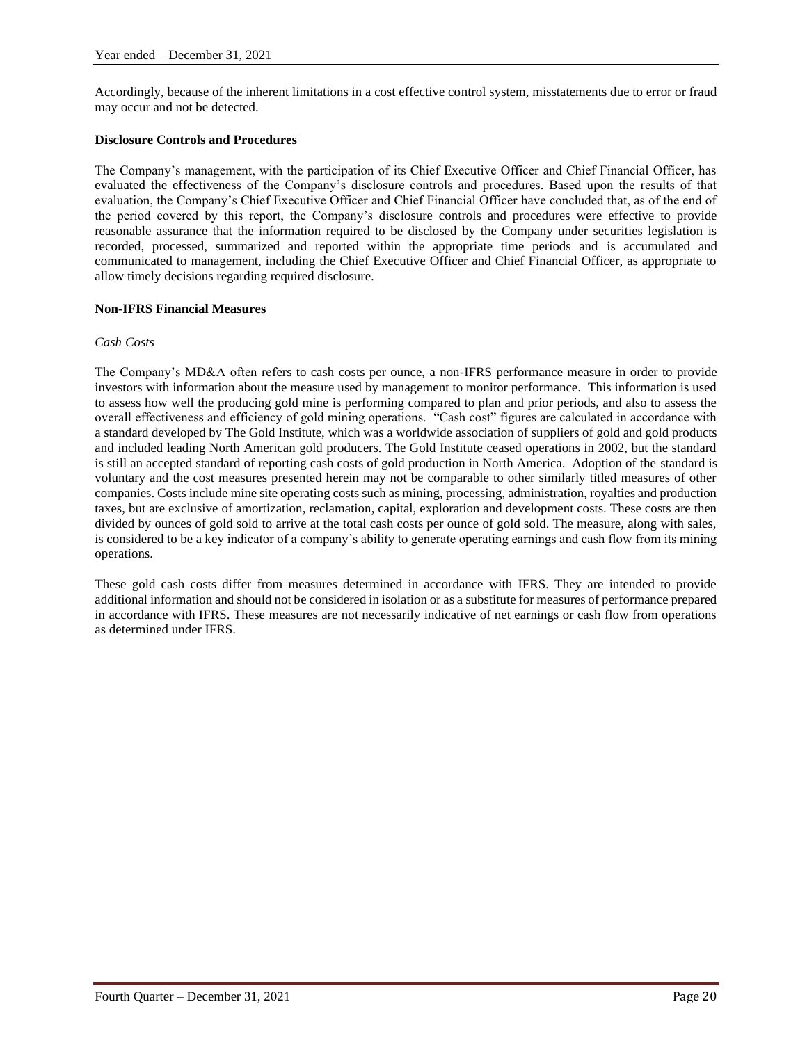Accordingly, because of the inherent limitations in a cost effective control system, misstatements due to error or fraud may occur and not be detected.

**Disclosure Controls and Procedures**

The Company's management, with the participation of its Chief Executive Officer and Chief Financial Officer, has evaluated the effectiveness of the Company's disclosure controls and procedures. Based upon the results of that evaluation, the Company's Chief Executive Officer and Chief Financial Officer have concluded that, as of the end of the period covered by this report, the Company's disclosure controls and procedures were effective to provide reasonable assurance that the information required to be disclosed by the Company under securities legislation is recorded, processed, summarized and reported within the appropriate time periods and is accumulated and communicated to management, including the Chief Executive Officer and Chief Financial Officer, as appropriate to allow timely decisions regarding required disclosure.

**Non-IFRS Financial Measures**

*Cash Costs*

The Company's MD&A often refers to cash costs per ounce, a non-IFRS performance measure in order to provide investors with information about the measure used by management to monitor performance. This information is used to assess how well the producing gold mine is performing compared to plan and prior periods, and also to assess the overall effectiveness and efficiency of gold mining operations. "Cash cost" figures are calculated in accordance with a standard developed by The Gold Institute, which was a worldwide association of suppliers of gold and gold products and included leading North American gold producers. The Gold Institute ceased operations in 2002, but the standard is still an accepted standard of reporting cash costs of gold production in North America. Adoption of the standard is voluntary and the cost measures presented herein may not be comparable to other similarly titled measures of other companies. Costs include mine site operating costs such as mining, processing, administration, royalties and production taxes, but are exclusive of amortization, reclamation, capital, exploration and development costs. These costs are then divided by ounces of gold sold to arrive at the total cash costs per ounce of gold sold. The measure, along with sales, is considered to be a key indicator of a company's ability to generate operating earnings and cash flow from its mining operations.

These gold cash costs differ from measures determined in accordance with IFRS. They are intended to provide additional information and should not be considered in isolation or as a substitute for measures of performance prepared in accordance with IFRS. These measures are not necessarily indicative of net earnings or cash flow from operations as determined under IFRS.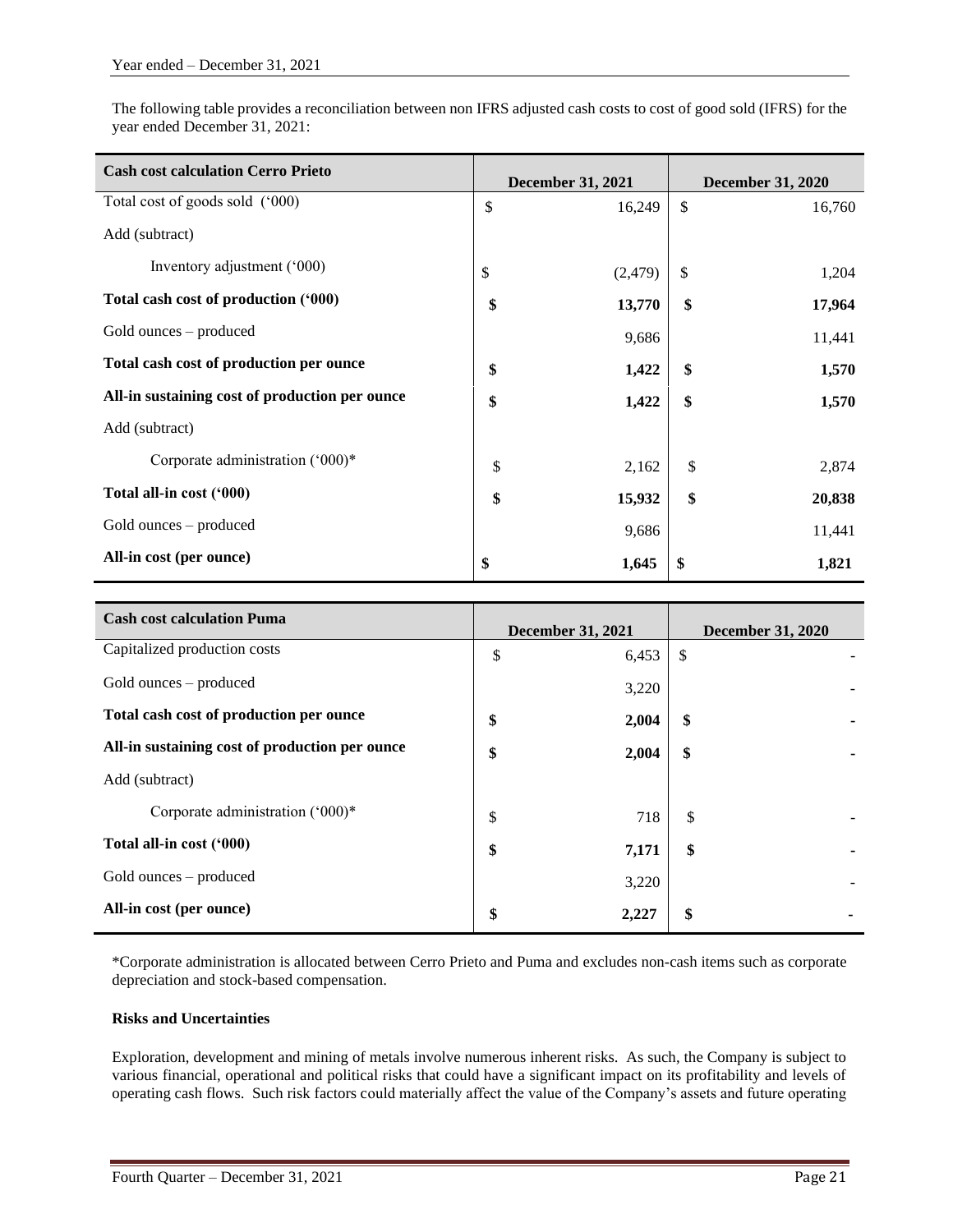Year ended – December 31, 2021

The following table provides a reconciliation between non IFRS adjusted cash costs to cost of good sold (IFRS) for the year ended December 31, 2021:

| Cash cost calculation Cerro Prieto | December 31, 2021 | December 31, 2020 |
|---|---|---|
| Total cost of goods sold ('000) | $ 16,249 | $ 16,760 |
| Add (subtract) | | |
| Inventory adjustment ('000) | $ (2,479) | $ 1,204 |
| **Total cash cost of production ('000)** | **$ 13,770** | **$ 17,964** |
| Gold ounces – produced | 9,686 | 11,441 |
| **Total cash cost of production per ounce** | **$ 1,422** | **$ 1,570** |
| **All-in sustaining cost of production per ounce** | **$ 1,422** | **$ 1,570** |
| Add (subtract) | | |
| Corporate administration ('000)* | $ 2,162 | $ 2,874 |
| **Total all-in cost ('000)** | **$ 15,932** | **$ 20,838** |
| Gold ounces – produced | 9,686 | 11,441 |
| **All-in cost (per ounce)** | **$ 1,645** | **$ 1,821** |

| Cash cost calculation Puma | December 31, 2021 | December 31, 2020 |
|---|---|---|
| Capitalized production costs | $ 6,453 | $ - |
| Gold ounces – produced | 3,220 | - |
| **Total cash cost of production per ounce** | **$ 2,004** | **$ -** |
| **All-in sustaining cost of production per ounce** | **$ 2,004** | **$ -** |
| Add (subtract) | | |
| Corporate administration ('000)* | $ 718 | $ - |
| **Total all-in cost ('000)** | **$ 7,171** | **$ -** |
| Gold ounces – produced | 3,220 | - |
| **All-in cost (per ounce)** | **$ 2,227** | **$ -** |

*Corporate administration is allocated between Cerro Prieto and Puma and excludes non-cash items such as corporate depreciation and stock-based compensation.

**Risks and Uncertainties**

Exploration, development and mining of metals involve numerous inherent risks. As such, the Company is subject to various financial, operational and political risks that could have a significant impact on its profitability and levels of operating cash flows. Such risk factors could materially affect the value of the Company's assets and future operating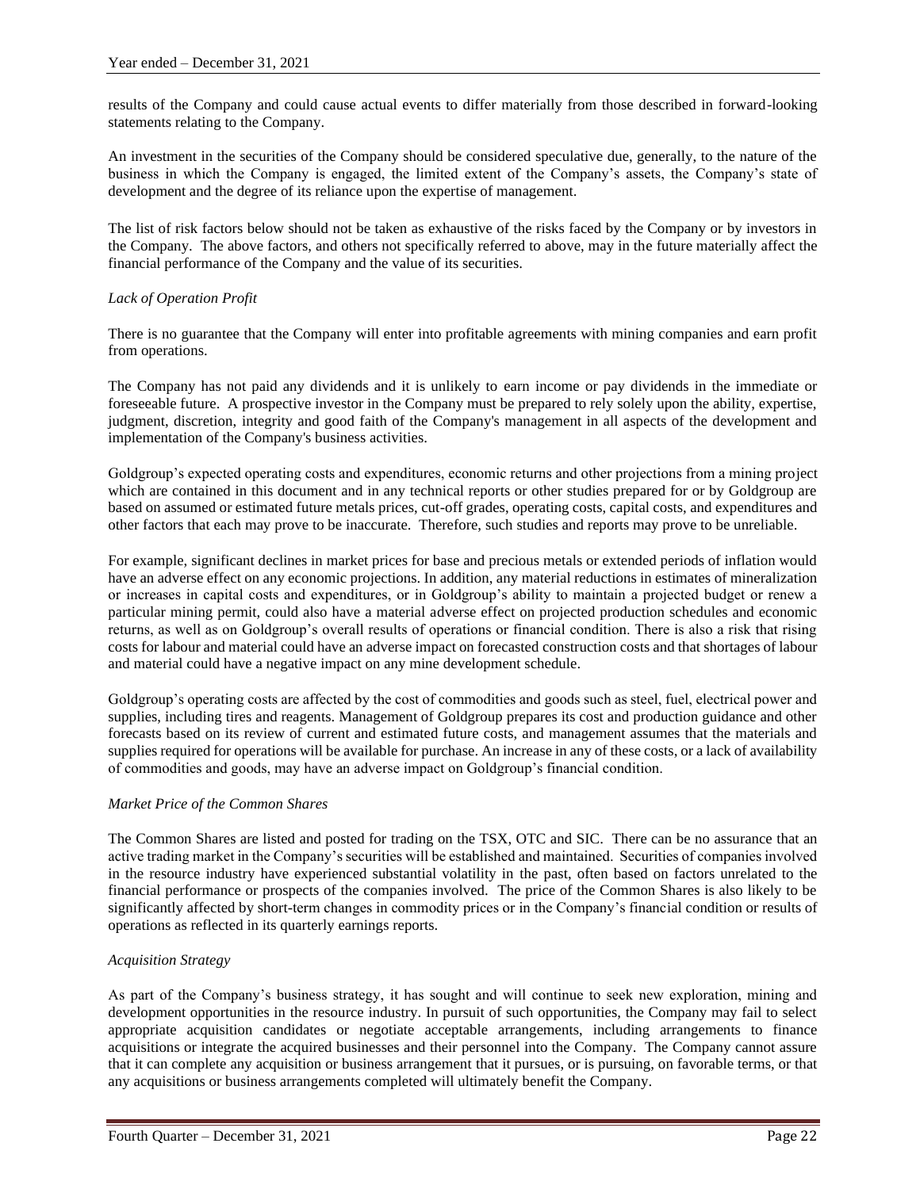results of the Company and could cause actual events to differ materially from those described in forward-looking statements relating to the Company.

An investment in the securities of the Company should be considered speculative due, generally, to the nature of the business in which the Company is engaged, the limited extent of the Company's assets, the Company's state of development and the degree of its reliance upon the expertise of management.

The list of risk factors below should not be taken as exhaustive of the risks faced by the Company or by investors in the Company. The above factors, and others not specifically referred to above, may in the future materially affect the financial performance of the Company and the value of its securities.

*Lack of Operation Profit*

There is no guarantee that the Company will enter into profitable agreements with mining companies and earn profit from operations.

The Company has not paid any dividends and it is unlikely to earn income or pay dividends in the immediate or foreseeable future. A prospective investor in the Company must be prepared to rely solely upon the ability, expertise, judgment, discretion, integrity and good faith of the Company's management in all aspects of the development and implementation of the Company's business activities.

Goldgroup's expected operating costs and expenditures, economic returns and other projections from a mining project which are contained in this document and in any technical reports or other studies prepared for or by Goldgroup are based on assumed or estimated future metals prices, cut-off grades, operating costs, capital costs, and expenditures and other factors that each may prove to be inaccurate. Therefore, such studies and reports may prove to be unreliable.

For example, significant declines in market prices for base and precious metals or extended periods of inflation would have an adverse effect on any economic projections. In addition, any material reductions in estimates of mineralization or increases in capital costs and expenditures, or in Goldgroup's ability to maintain a projected budget or renew a particular mining permit, could also have a material adverse effect on projected production schedules and economic returns, as well as on Goldgroup's overall results of operations or financial condition. There is also a risk that rising costs for labour and material could have an adverse impact on forecasted construction costs and that shortages of labour and material could have a negative impact on any mine development schedule.

Goldgroup's operating costs are affected by the cost of commodities and goods such as steel, fuel, electrical power and supplies, including tires and reagents. Management of Goldgroup prepares its cost and production guidance and other forecasts based on its review of current and estimated future costs, and management assumes that the materials and supplies required for operations will be available for purchase. An increase in any of these costs, or a lack of availability of commodities and goods, may have an adverse impact on Goldgroup's financial condition.

*Market Price of the Common Shares*

The Common Shares are listed and posted for trading on the TSX, OTC and SIC. There can be no assurance that an active trading market in the Company's securities will be established and maintained. Securities of companies involved in the resource industry have experienced substantial volatility in the past, often based on factors unrelated to the financial performance or prospects of the companies involved. The price of the Common Shares is also likely to be significantly affected by short-term changes in commodity prices or in the Company's financial condition or results of operations as reflected in its quarterly earnings reports.

*Acquisition Strategy*

As part of the Company's business strategy, it has sought and will continue to seek new exploration, mining and development opportunities in the resource industry. In pursuit of such opportunities, the Company may fail to select appropriate acquisition candidates or negotiate acceptable arrangements, including arrangements to finance acquisitions or integrate the acquired businesses and their personnel into the Company. The Company cannot assure that it can complete any acquisition or business arrangement that it pursues, or is pursuing, on favorable terms, or that any acquisitions or business arrangements completed will ultimately benefit the Company.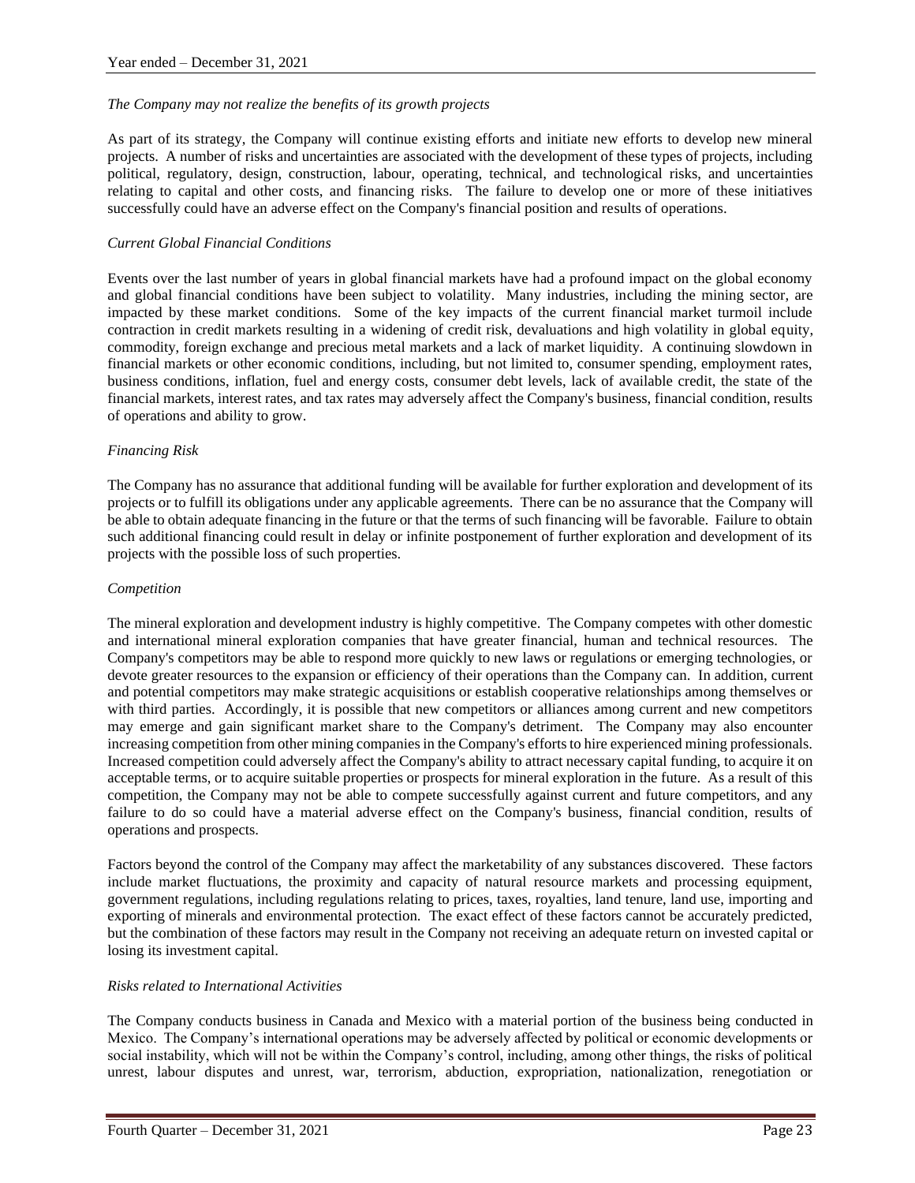*The Company may not realize the benefits of its growth projects*

As part of its strategy, the Company will continue existing efforts and initiate new efforts to develop new mineral projects. A number of risks and uncertainties are associated with the development of these types of projects, including political, regulatory, design, construction, labour, operating, technical, and technological risks, and uncertainties relating to capital and other costs, and financing risks. The failure to develop one or more of these initiatives successfully could have an adverse effect on the Company's financial position and results of operations.

*Current Global Financial Conditions*

Events over the last number of years in global financial markets have had a profound impact on the global economy and global financial conditions have been subject to volatility. Many industries, including the mining sector, are impacted by these market conditions. Some of the key impacts of the current financial market turmoil include contraction in credit markets resulting in a widening of credit risk, devaluations and high volatility in global equity, commodity, foreign exchange and precious metal markets and a lack of market liquidity. A continuing slowdown in financial markets or other economic conditions, including, but not limited to, consumer spending, employment rates, business conditions, inflation, fuel and energy costs, consumer debt levels, lack of available credit, the state of the financial markets, interest rates, and tax rates may adversely affect the Company's business, financial condition, results of operations and ability to grow.

*Financing Risk*

The Company has no assurance that additional funding will be available for further exploration and development of its projects or to fulfill its obligations under any applicable agreements. There can be no assurance that the Company will be able to obtain adequate financing in the future or that the terms of such financing will be favorable. Failure to obtain such additional financing could result in delay or infinite postponement of further exploration and development of its projects with the possible loss of such properties.

*Competition*

The mineral exploration and development industry is highly competitive. The Company competes with other domestic and international mineral exploration companies that have greater financial, human and technical resources. The Company's competitors may be able to respond more quickly to new laws or regulations or emerging technologies, or devote greater resources to the expansion or efficiency of their operations than the Company can. In addition, current and potential competitors may make strategic acquisitions or establish cooperative relationships among themselves or with third parties. Accordingly, it is possible that new competitors or alliances among current and new competitors may emerge and gain significant market share to the Company's detriment. The Company may also encounter increasing competition from other mining companies in the Company's efforts to hire experienced mining professionals. Increased competition could adversely affect the Company's ability to attract necessary capital funding, to acquire it on acceptable terms, or to acquire suitable properties or prospects for mineral exploration in the future. As a result of this competition, the Company may not be able to compete successfully against current and future competitors, and any failure to do so could have a material adverse effect on the Company's business, financial condition, results of operations and prospects.

Factors beyond the control of the Company may affect the marketability of any substances discovered. These factors include market fluctuations, the proximity and capacity of natural resource markets and processing equipment, government regulations, including regulations relating to prices, taxes, royalties, land tenure, land use, importing and exporting of minerals and environmental protection. The exact effect of these factors cannot be accurately predicted, but the combination of these factors may result in the Company not receiving an adequate return on invested capital or losing its investment capital.

*Risks related to International Activities*

The Company conducts business in Canada and Mexico with a material portion of the business being conducted in Mexico. The Company's international operations may be adversely affected by political or economic developments or social instability, which will not be within the Company's control, including, among other things, the risks of political unrest, labour disputes and unrest, war, terrorism, abduction, expropriation, nationalization, renegotiation or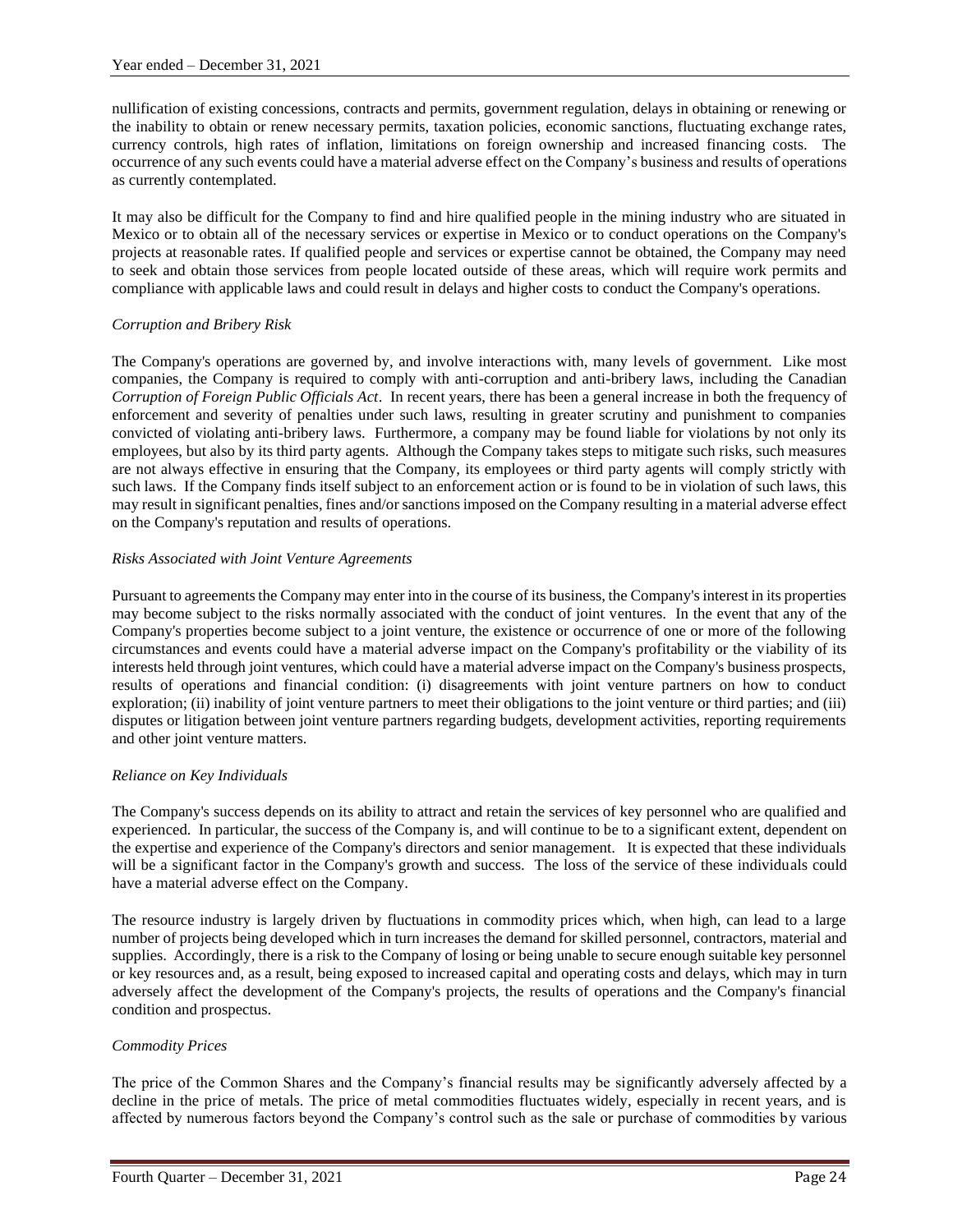nullification of existing concessions, contracts and permits, government regulation, delays in obtaining or renewing or the inability to obtain or renew necessary permits, taxation policies, economic sanctions, fluctuating exchange rates, currency controls, high rates of inflation, limitations on foreign ownership and increased financing costs. The occurrence of any such events could have a material adverse effect on the Company's business and results of operations as currently contemplated.

It may also be difficult for the Company to find and hire qualified people in the mining industry who are situated in Mexico or to obtain all of the necessary services or expertise in Mexico or to conduct operations on the Company's projects at reasonable rates. If qualified people and services or expertise cannot be obtained, the Company may need to seek and obtain those services from people located outside of these areas, which will require work permits and compliance with applicable laws and could result in delays and higher costs to conduct the Company's operations.

*Corruption and Bribery Risk*

The Company's operations are governed by, and involve interactions with, many levels of government. Like most companies, the Company is required to comply with anti-corruption and anti-bribery laws, including the Canadian *Corruption of Foreign Public Officials Act*. In recent years, there has been a general increase in both the frequency of enforcement and severity of penalties under such laws, resulting in greater scrutiny and punishment to companies convicted of violating anti-bribery laws. Furthermore, a company may be found liable for violations by not only its employees, but also by its third party agents. Although the Company takes steps to mitigate such risks, such measures are not always effective in ensuring that the Company, its employees or third party agents will comply strictly with such laws. If the Company finds itself subject to an enforcement action or is found to be in violation of such laws, this may result in significant penalties, fines and/or sanctions imposed on the Company resulting in a material adverse effect on the Company's reputation and results of operations.

*Risks Associated with Joint Venture Agreements*

Pursuant to agreements the Company may enter into in the course of its business, the Company's interest in its properties may become subject to the risks normally associated with the conduct of joint ventures. In the event that any of the Company's properties become subject to a joint venture, the existence or occurrence of one or more of the following circumstances and events could have a material adverse impact on the Company's profitability or the viability of its interests held through joint ventures, which could have a material adverse impact on the Company's business prospects, results of operations and financial condition: (i) disagreements with joint venture partners on how to conduct exploration; (ii) inability of joint venture partners to meet their obligations to the joint venture or third parties; and (iii) disputes or litigation between joint venture partners regarding budgets, development activities, reporting requirements and other joint venture matters.

*Reliance on Key Individuals*

The Company's success depends on its ability to attract and retain the services of key personnel who are qualified and experienced. In particular, the success of the Company is, and will continue to be to a significant extent, dependent on the expertise and experience of the Company's directors and senior management. It is expected that these individuals will be a significant factor in the Company's growth and success. The loss of the service of these individuals could have a material adverse effect on the Company.

The resource industry is largely driven by fluctuations in commodity prices which, when high, can lead to a large number of projects being developed which in turn increases the demand for skilled personnel, contractors, material and supplies. Accordingly, there is a risk to the Company of losing or being unable to secure enough suitable key personnel or key resources and, as a result, being exposed to increased capital and operating costs and delays, which may in turn adversely affect the development of the Company's projects, the results of operations and the Company's financial condition and prospectus.

*Commodity Prices*

The price of the Common Shares and the Company's financial results may be significantly adversely affected by a decline in the price of metals. The price of metal commodities fluctuates widely, especially in recent years, and is affected by numerous factors beyond the Company's control such as the sale or purchase of commodities by various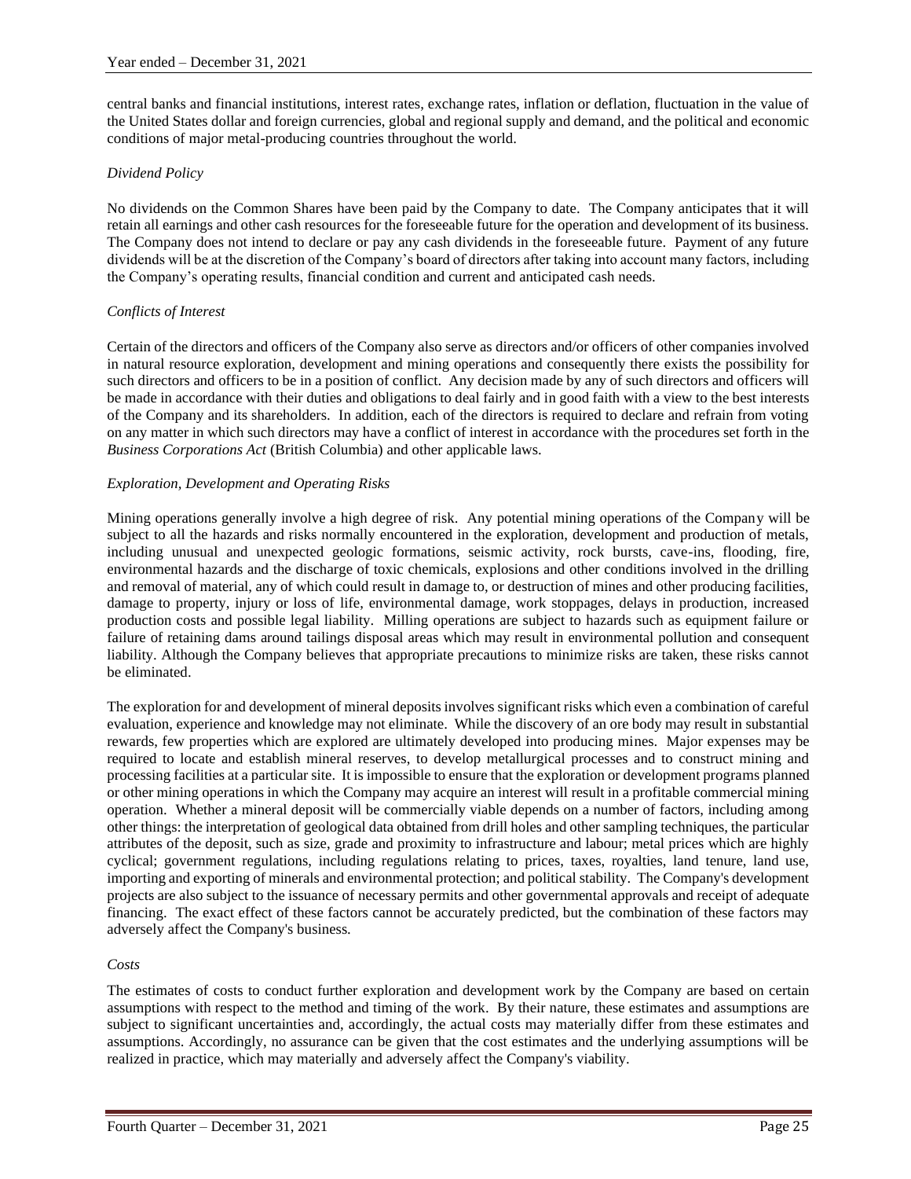central banks and financial institutions, interest rates, exchange rates, inflation or deflation, fluctuation in the value of the United States dollar and foreign currencies, global and regional supply and demand, and the political and economic conditions of major metal-producing countries throughout the world.

*Dividend Policy*

No dividends on the Common Shares have been paid by the Company to date. The Company anticipates that it will retain all earnings and other cash resources for the foreseeable future for the operation and development of its business. The Company does not intend to declare or pay any cash dividends in the foreseeable future. Payment of any future dividends will be at the discretion of the Company's board of directors after taking into account many factors, including the Company's operating results, financial condition and current and anticipated cash needs.

*Conflicts of Interest*

Certain of the directors and officers of the Company also serve as directors and/or officers of other companies involved in natural resource exploration, development and mining operations and consequently there exists the possibility for such directors and officers to be in a position of conflict. Any decision made by any of such directors and officers will be made in accordance with their duties and obligations to deal fairly and in good faith with a view to the best interests of the Company and its shareholders. In addition, each of the directors is required to declare and refrain from voting on any matter in which such directors may have a conflict of interest in accordance with the procedures set forth in the *Business Corporations Act* (British Columbia) and other applicable laws.

*Exploration, Development and Operating Risks*

Mining operations generally involve a high degree of risk. Any potential mining operations of the Company will be subject to all the hazards and risks normally encountered in the exploration, development and production of metals, including unusual and unexpected geologic formations, seismic activity, rock bursts, cave-ins, flooding, fire, environmental hazards and the discharge of toxic chemicals, explosions and other conditions involved in the drilling and removal of material, any of which could result in damage to, or destruction of mines and other producing facilities, damage to property, injury or loss of life, environmental damage, work stoppages, delays in production, increased production costs and possible legal liability. Milling operations are subject to hazards such as equipment failure or failure of retaining dams around tailings disposal areas which may result in environmental pollution and consequent liability. Although the Company believes that appropriate precautions to minimize risks are taken, these risks cannot be eliminated.

The exploration for and development of mineral deposits involves significant risks which even a combination of careful evaluation, experience and knowledge may not eliminate. While the discovery of an ore body may result in substantial rewards, few properties which are explored are ultimately developed into producing mines. Major expenses may be required to locate and establish mineral reserves, to develop metallurgical processes and to construct mining and processing facilities at a particular site. It is impossible to ensure that the exploration or development programs planned or other mining operations in which the Company may acquire an interest will result in a profitable commercial mining operation. Whether a mineral deposit will be commercially viable depends on a number of factors, including among other things: the interpretation of geological data obtained from drill holes and other sampling techniques, the particular attributes of the deposit, such as size, grade and proximity to infrastructure and labour; metal prices which are highly cyclical; government regulations, including regulations relating to prices, taxes, royalties, land tenure, land use, importing and exporting of minerals and environmental protection; and political stability. The Company's development projects are also subject to the issuance of necessary permits and other governmental approvals and receipt of adequate financing. The exact effect of these factors cannot be accurately predicted, but the combination of these factors may adversely affect the Company's business.

*Costs*

The estimates of costs to conduct further exploration and development work by the Company are based on certain assumptions with respect to the method and timing of the work. By their nature, these estimates and assumptions are subject to significant uncertainties and, accordingly, the actual costs may materially differ from these estimates and assumptions. Accordingly, no assurance can be given that the cost estimates and the underlying assumptions will be realized in practice, which may materially and adversely affect the Company's viability.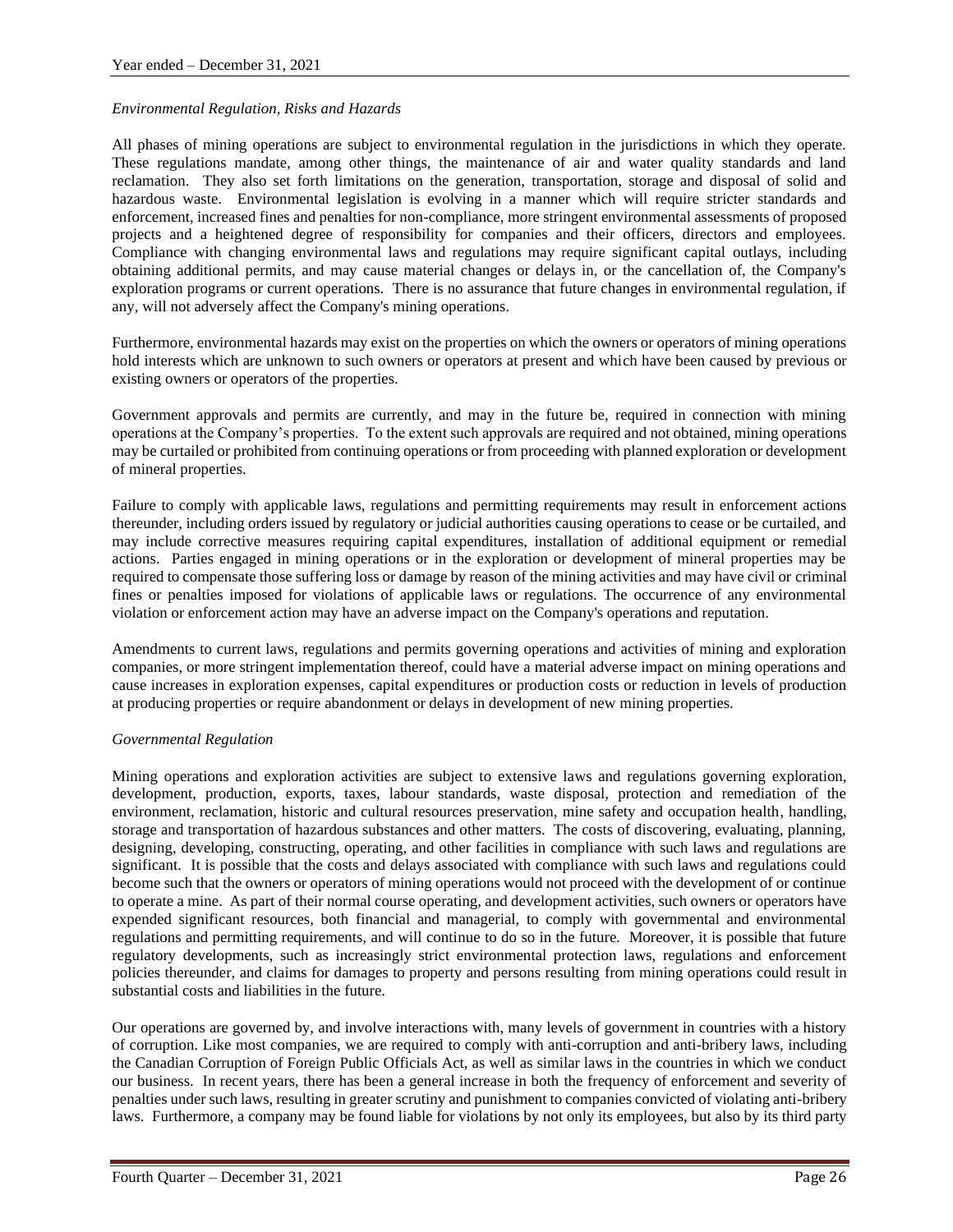*Environmental Regulation, Risks and Hazards*

All phases of mining operations are subject to environmental regulation in the jurisdictions in which they operate. These regulations mandate, among other things, the maintenance of air and water quality standards and land reclamation. They also set forth limitations on the generation, transportation, storage and disposal of solid and hazardous waste. Environmental legislation is evolving in a manner which will require stricter standards and enforcement, increased fines and penalties for non-compliance, more stringent environmental assessments of proposed projects and a heightened degree of responsibility for companies and their officers, directors and employees. Compliance with changing environmental laws and regulations may require significant capital outlays, including obtaining additional permits, and may cause material changes or delays in, or the cancellation of, the Company's exploration programs or current operations. There is no assurance that future changes in environmental regulation, if any, will not adversely affect the Company's mining operations.

Furthermore, environmental hazards may exist on the properties on which the owners or operators of mining operations hold interests which are unknown to such owners or operators at present and which have been caused by previous or existing owners or operators of the properties.

Government approvals and permits are currently, and may in the future be, required in connection with mining operations at the Company's properties. To the extent such approvals are required and not obtained, mining operations may be curtailed or prohibited from continuing operations or from proceeding with planned exploration or development of mineral properties.

Failure to comply with applicable laws, regulations and permitting requirements may result in enforcement actions thereunder, including orders issued by regulatory or judicial authorities causing operations to cease or be curtailed, and may include corrective measures requiring capital expenditures, installation of additional equipment or remedial actions. Parties engaged in mining operations or in the exploration or development of mineral properties may be required to compensate those suffering loss or damage by reason of the mining activities and may have civil or criminal fines or penalties imposed for violations of applicable laws or regulations. The occurrence of any environmental violation or enforcement action may have an adverse impact on the Company's operations and reputation.

Amendments to current laws, regulations and permits governing operations and activities of mining and exploration companies, or more stringent implementation thereof, could have a material adverse impact on mining operations and cause increases in exploration expenses, capital expenditures or production costs or reduction in levels of production at producing properties or require abandonment or delays in development of new mining properties.

*Governmental Regulation*

Mining operations and exploration activities are subject to extensive laws and regulations governing exploration, development, production, exports, taxes, labour standards, waste disposal, protection and remediation of the environment, reclamation, historic and cultural resources preservation, mine safety and occupation health, handling, storage and transportation of hazardous substances and other matters. The costs of discovering, evaluating, planning, designing, developing, constructing, operating, and other facilities in compliance with such laws and regulations are significant. It is possible that the costs and delays associated with compliance with such laws and regulations could become such that the owners or operators of mining operations would not proceed with the development of or continue to operate a mine. As part of their normal course operating, and development activities, such owners or operators have expended significant resources, both financial and managerial, to comply with governmental and environmental regulations and permitting requirements, and will continue to do so in the future. Moreover, it is possible that future regulatory developments, such as increasingly strict environmental protection laws, regulations and enforcement policies thereunder, and claims for damages to property and persons resulting from mining operations could result in substantial costs and liabilities in the future.

Our operations are governed by, and involve interactions with, many levels of government in countries with a history of corruption. Like most companies, we are required to comply with anti-corruption and anti-bribery laws, including the Canadian Corruption of Foreign Public Officials Act, as well as similar laws in the countries in which we conduct our business. In recent years, there has been a general increase in both the frequency of enforcement and severity of penalties under such laws, resulting in greater scrutiny and punishment to companies convicted of violating anti-bribery laws. Furthermore, a company may be found liable for violations by not only its employees, but also by its third party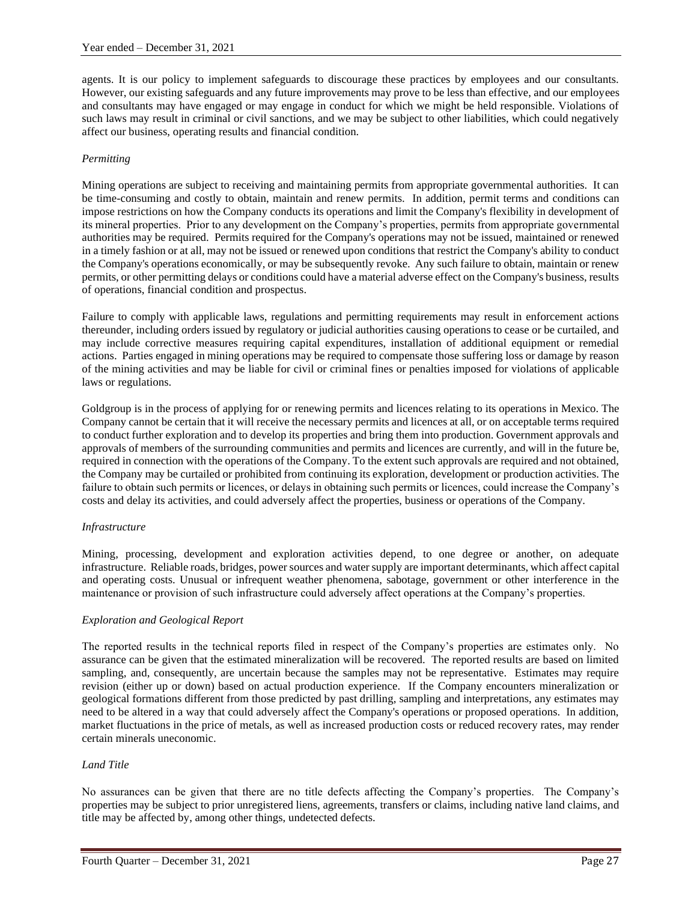agents. It is our policy to implement safeguards to discourage these practices by employees and our consultants. However, our existing safeguards and any future improvements may prove to be less than effective, and our employees and consultants may have engaged or may engage in conduct for which we might be held responsible. Violations of such laws may result in criminal or civil sanctions, and we may be subject to other liabilities, which could negatively affect our business, operating results and financial condition.

*Permitting*

Mining operations are subject to receiving and maintaining permits from appropriate governmental authorities. It can be time-consuming and costly to obtain, maintain and renew permits. In addition, permit terms and conditions can impose restrictions on how the Company conducts its operations and limit the Company's flexibility in development of its mineral properties. Prior to any development on the Company's properties, permits from appropriate governmental authorities may be required. Permits required for the Company's operations may not be issued, maintained or renewed in a timely fashion or at all, may not be issued or renewed upon conditions that restrict the Company's ability to conduct the Company's operations economically, or may be subsequently revoke. Any such failure to obtain, maintain or renew permits, or other permitting delays or conditions could have a material adverse effect on the Company's business, results of operations, financial condition and prospectus.

Failure to comply with applicable laws, regulations and permitting requirements may result in enforcement actions thereunder, including orders issued by regulatory or judicial authorities causing operations to cease or be curtailed, and may include corrective measures requiring capital expenditures, installation of additional equipment or remedial actions. Parties engaged in mining operations may be required to compensate those suffering loss or damage by reason of the mining activities and may be liable for civil or criminal fines or penalties imposed for violations of applicable laws or regulations.

Goldgroup is in the process of applying for or renewing permits and licences relating to its operations in Mexico. The Company cannot be certain that it will receive the necessary permits and licences at all, or on acceptable terms required to conduct further exploration and to develop its properties and bring them into production. Government approvals and approvals of members of the surrounding communities and permits and licences are currently, and will in the future be, required in connection with the operations of the Company. To the extent such approvals are required and not obtained, the Company may be curtailed or prohibited from continuing its exploration, development or production activities. The failure to obtain such permits or licences, or delays in obtaining such permits or licences, could increase the Company's costs and delay its activities, and could adversely affect the properties, business or operations of the Company.

*Infrastructure*

Mining, processing, development and exploration activities depend, to one degree or another, on adequate infrastructure. Reliable roads, bridges, power sources and water supply are important determinants, which affect capital and operating costs. Unusual or infrequent weather phenomena, sabotage, government or other interference in the maintenance or provision of such infrastructure could adversely affect operations at the Company's properties.

*Exploration and Geological Report*

The reported results in the technical reports filed in respect of the Company's properties are estimates only. No assurance can be given that the estimated mineralization will be recovered. The reported results are based on limited sampling, and, consequently, are uncertain because the samples may not be representative. Estimates may require revision (either up or down) based on actual production experience. If the Company encounters mineralization or geological formations different from those predicted by past drilling, sampling and interpretations, any estimates may need to be altered in a way that could adversely affect the Company's operations or proposed operations. In addition, market fluctuations in the price of metals, as well as increased production costs or reduced recovery rates, may render certain minerals uneconomic.

*Land Title*

No assurances can be given that there are no title defects affecting the Company's properties. The Company's properties may be subject to prior unregistered liens, agreements, transfers or claims, including native land claims, and title may be affected by, among other things, undetected defects.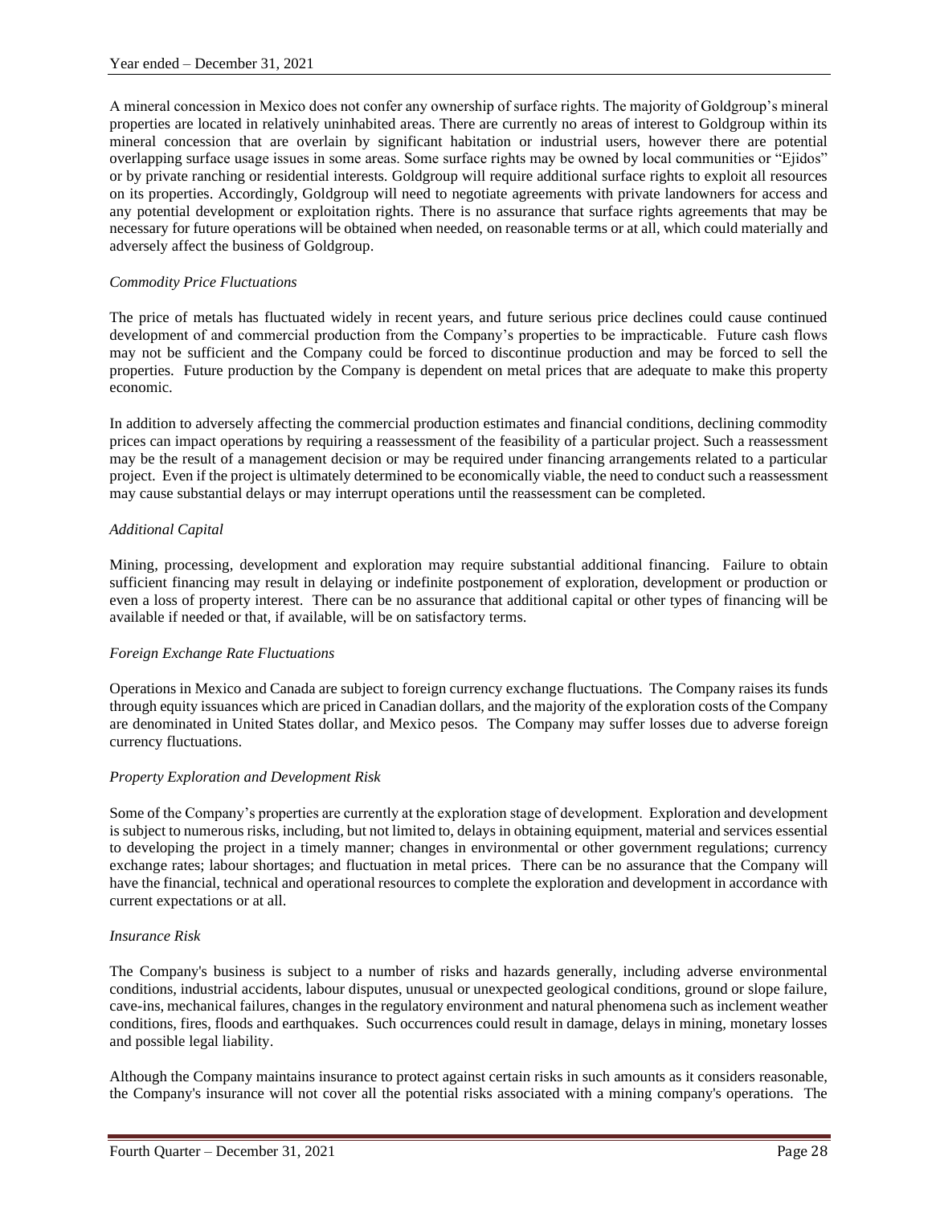A mineral concession in Mexico does not confer any ownership of surface rights. The majority of Goldgroup's mineral properties are located in relatively uninhabited areas. There are currently no areas of interest to Goldgroup within its mineral concession that are overlain by significant habitation or industrial users, however there are potential overlapping surface usage issues in some areas. Some surface rights may be owned by local communities or "Ejidos" or by private ranching or residential interests. Goldgroup will require additional surface rights to exploit all resources on its properties. Accordingly, Goldgroup will need to negotiate agreements with private landowners for access and any potential development or exploitation rights. There is no assurance that surface rights agreements that may be necessary for future operations will be obtained when needed, on reasonable terms or at all, which could materially and adversely affect the business of Goldgroup.

*Commodity Price Fluctuations*

The price of metals has fluctuated widely in recent years, and future serious price declines could cause continued development of and commercial production from the Company's properties to be impracticable. Future cash flows may not be sufficient and the Company could be forced to discontinue production and may be forced to sell the properties. Future production by the Company is dependent on metal prices that are adequate to make this property economic.

In addition to adversely affecting the commercial production estimates and financial conditions, declining commodity prices can impact operations by requiring a reassessment of the feasibility of a particular project. Such a reassessment may be the result of a management decision or may be required under financing arrangements related to a particular project. Even if the project is ultimately determined to be economically viable, the need to conduct such a reassessment may cause substantial delays or may interrupt operations until the reassessment can be completed.

*Additional Capital*

Mining, processing, development and exploration may require substantial additional financing. Failure to obtain sufficient financing may result in delaying or indefinite postponement of exploration, development or production or even a loss of property interest. There can be no assurance that additional capital or other types of financing will be available if needed or that, if available, will be on satisfactory terms.

*Foreign Exchange Rate Fluctuations*

Operations in Mexico and Canada are subject to foreign currency exchange fluctuations. The Company raises its funds through equity issuances which are priced in Canadian dollars, and the majority of the exploration costs of the Company are denominated in United States dollar, and Mexico pesos. The Company may suffer losses due to adverse foreign currency fluctuations.

*Property Exploration and Development Risk*

Some of the Company's properties are currently at the exploration stage of development. Exploration and development is subject to numerous risks, including, but not limited to, delays in obtaining equipment, material and services essential to developing the project in a timely manner; changes in environmental or other government regulations; currency exchange rates; labour shortages; and fluctuation in metal prices. There can be no assurance that the Company will have the financial, technical and operational resources to complete the exploration and development in accordance with current expectations or at all.

*Insurance Risk*

The Company's business is subject to a number of risks and hazards generally, including adverse environmental conditions, industrial accidents, labour disputes, unusual or unexpected geological conditions, ground or slope failure, cave-ins, mechanical failures, changes in the regulatory environment and natural phenomena such as inclement weather conditions, fires, floods and earthquakes. Such occurrences could result in damage, delays in mining, monetary losses and possible legal liability.

Although the Company maintains insurance to protect against certain risks in such amounts as it considers reasonable, the Company's insurance will not cover all the potential risks associated with a mining company's operations. The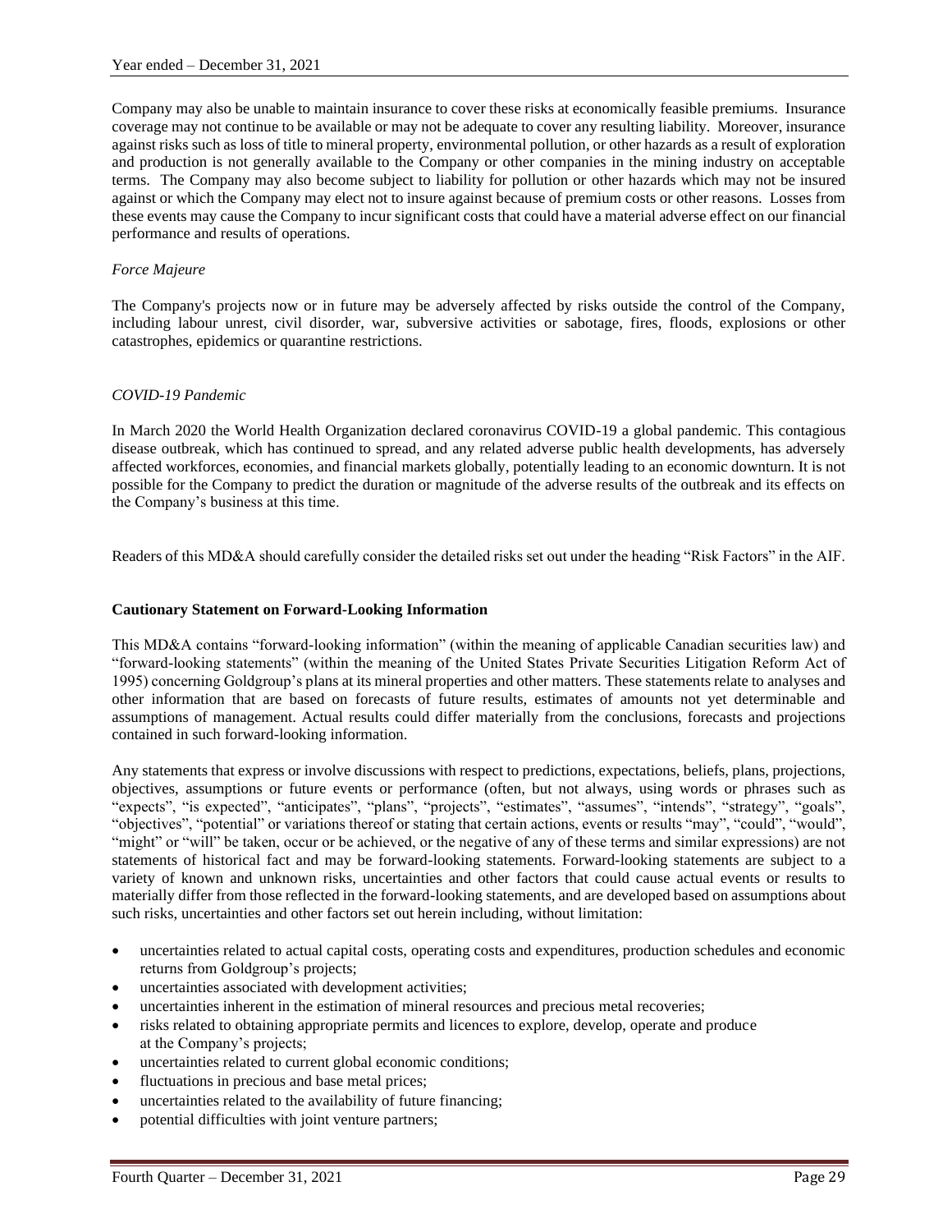Company may also be unable to maintain insurance to cover these risks at economically feasible premiums. Insurance coverage may not continue to be available or may not be adequate to cover any resulting liability. Moreover, insurance against risks such as loss of title to mineral property, environmental pollution, or other hazards as a result of exploration and production is not generally available to the Company or other companies in the mining industry on acceptable terms. The Company may also become subject to liability for pollution or other hazards which may not be insured against or which the Company may elect not to insure against because of premium costs or other reasons. Losses from these events may cause the Company to incur significant costs that could have a material adverse effect on our financial performance and results of operations.

*Force Majeure*

The Company's projects now or in future may be adversely affected by risks outside the control of the Company, including labour unrest, civil disorder, war, subversive activities or sabotage, fires, floods, explosions or other catastrophes, epidemics or quarantine restrictions.

*COVID-19 Pandemic*

In March 2020 the World Health Organization declared coronavirus COVID-19 a global pandemic. This contagious disease outbreak, which has continued to spread, and any related adverse public health developments, has adversely affected workforces, economies, and financial markets globally, potentially leading to an economic downturn. It is not possible for the Company to predict the duration or magnitude of the adverse results of the outbreak and its effects on the Company's business at this time.

Readers of this MD&A should carefully consider the detailed risks set out under the heading "Risk Factors" in the AIF.

**Cautionary Statement on Forward-Looking Information**

This MD&A contains "forward-looking information" (within the meaning of applicable Canadian securities law) and "forward-looking statements" (within the meaning of the United States Private Securities Litigation Reform Act of 1995) concerning Goldgroup's plans at its mineral properties and other matters. These statements relate to analyses and other information that are based on forecasts of future results, estimates of amounts not yet determinable and assumptions of management. Actual results could differ materially from the conclusions, forecasts and projections contained in such forward-looking information.

Any statements that express or involve discussions with respect to predictions, expectations, beliefs, plans, projections, objectives, assumptions or future events or performance (often, but not always, using words or phrases such as "expects", "is expected", "anticipates", "plans", "projects", "estimates", "assumes", "intends", "strategy", "goals", "objectives", "potential" or variations thereof or stating that certain actions, events or results "may", "could", "would", "might" or "will" be taken, occur or be achieved, or the negative of any of these terms and similar expressions) are not statements of historical fact and may be forward-looking statements. Forward-looking statements are subject to a variety of known and unknown risks, uncertainties and other factors that could cause actual events or results to materially differ from those reflected in the forward-looking statements, and are developed based on assumptions about such risks, uncertainties and other factors set out herein including, without limitation:

- uncertainties related to actual capital costs, operating costs and expenditures, production schedules and economic returns from Goldgroup's projects;
- uncertainties associated with development activities;
- uncertainties inherent in the estimation of mineral resources and precious metal recoveries;
- risks related to obtaining appropriate permits and licences to explore, develop, operate and produce at the Company's projects;
- uncertainties related to current global economic conditions;
- fluctuations in precious and base metal prices;
- uncertainties related to the availability of future financing;
- potential difficulties with joint venture partners;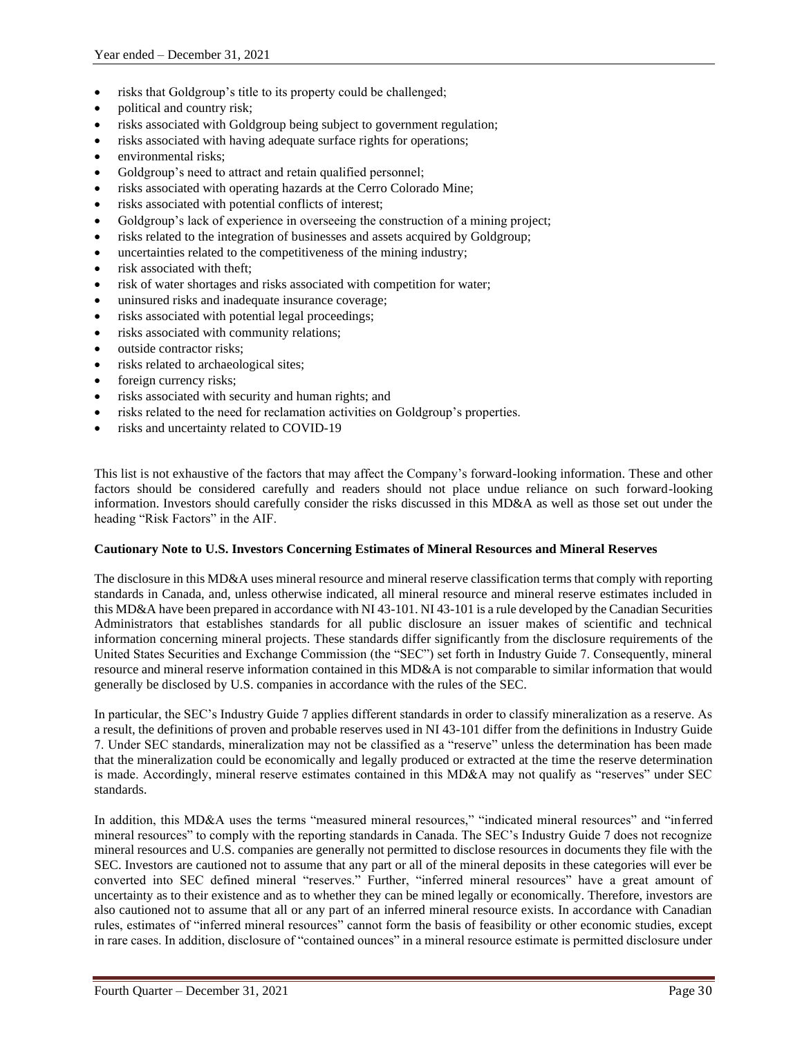- risks that Goldgroup's title to its property could be challenged;
- political and country risk;
- risks associated with Goldgroup being subject to government regulation;
- risks associated with having adequate surface rights for operations;
- environmental risks;
- Goldgroup's need to attract and retain qualified personnel;
- risks associated with operating hazards at the Cerro Colorado Mine;
- risks associated with potential conflicts of interest;
- Goldgroup's lack of experience in overseeing the construction of a mining project;
- risks related to the integration of businesses and assets acquired by Goldgroup;
- uncertainties related to the competitiveness of the mining industry;
- risk associated with theft;
- risk of water shortages and risks associated with competition for water;
- uninsured risks and inadequate insurance coverage;
- risks associated with potential legal proceedings;
- risks associated with community relations;
- outside contractor risks;
- risks related to archaeological sites;
- foreign currency risks;
- risks associated with security and human rights; and
- risks related to the need for reclamation activities on Goldgroup's properties.
- risks and uncertainty related to COVID-19

This list is not exhaustive of the factors that may affect the Company's forward-looking information. These and other factors should be considered carefully and readers should not place undue reliance on such forward-looking information. Investors should carefully consider the risks discussed in this MD&A as well as those set out under the heading "Risk Factors" in the AIF.

**Cautionary Note to U.S. Investors Concerning Estimates of Mineral Resources and Mineral Reserves**

The disclosure in this MD&A uses mineral resource and mineral reserve classification terms that comply with reporting standards in Canada, and, unless otherwise indicated, all mineral resource and mineral reserve estimates included in this MD&A have been prepared in accordance with NI 43-101. NI 43-101 is a rule developed by the Canadian Securities Administrators that establishes standards for all public disclosure an issuer makes of scientific and technical information concerning mineral projects. These standards differ significantly from the disclosure requirements of the United States Securities and Exchange Commission (the "SEC") set forth in Industry Guide 7. Consequently, mineral resource and mineral reserve information contained in this MD&A is not comparable to similar information that would generally be disclosed by U.S. companies in accordance with the rules of the SEC.

In particular, the SEC's Industry Guide 7 applies different standards in order to classify mineralization as a reserve. As a result, the definitions of proven and probable reserves used in NI 43-101 differ from the definitions in Industry Guide 7. Under SEC standards, mineralization may not be classified as a "reserve" unless the determination has been made that the mineralization could be economically and legally produced or extracted at the time the reserve determination is made. Accordingly, mineral reserve estimates contained in this MD&A may not qualify as "reserves" under SEC standards.

In addition, this MD&A uses the terms "measured mineral resources," "indicated mineral resources" and "inferred mineral resources" to comply with the reporting standards in Canada. The SEC's Industry Guide 7 does not recognize mineral resources and U.S. companies are generally not permitted to disclose resources in documents they file with the SEC. Investors are cautioned not to assume that any part or all of the mineral deposits in these categories will ever be converted into SEC defined mineral "reserves." Further, "inferred mineral resources" have a great amount of uncertainty as to their existence and as to whether they can be mined legally or economically. Therefore, investors are also cautioned not to assume that all or any part of an inferred mineral resource exists. In accordance with Canadian rules, estimates of "inferred mineral resources" cannot form the basis of feasibility or other economic studies, except in rare cases. In addition, disclosure of "contained ounces" in a mineral resource estimate is permitted disclosure under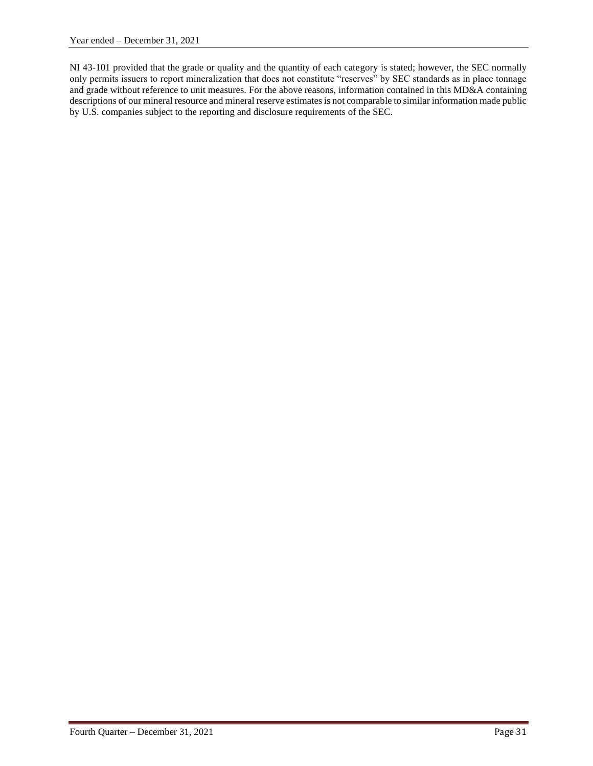NI 43-101 provided that the grade or quality and the quantity of each category is stated; however, the SEC normally only permits issuers to report mineralization that does not constitute "reserves" by SEC standards as in place tonnage and grade without reference to unit measures. For the above reasons, information contained in this MD&A containing descriptions of our mineral resource and mineral reserve estimates is not comparable to similar information made public by U.S. companies subject to the reporting and disclosure requirements of the SEC.